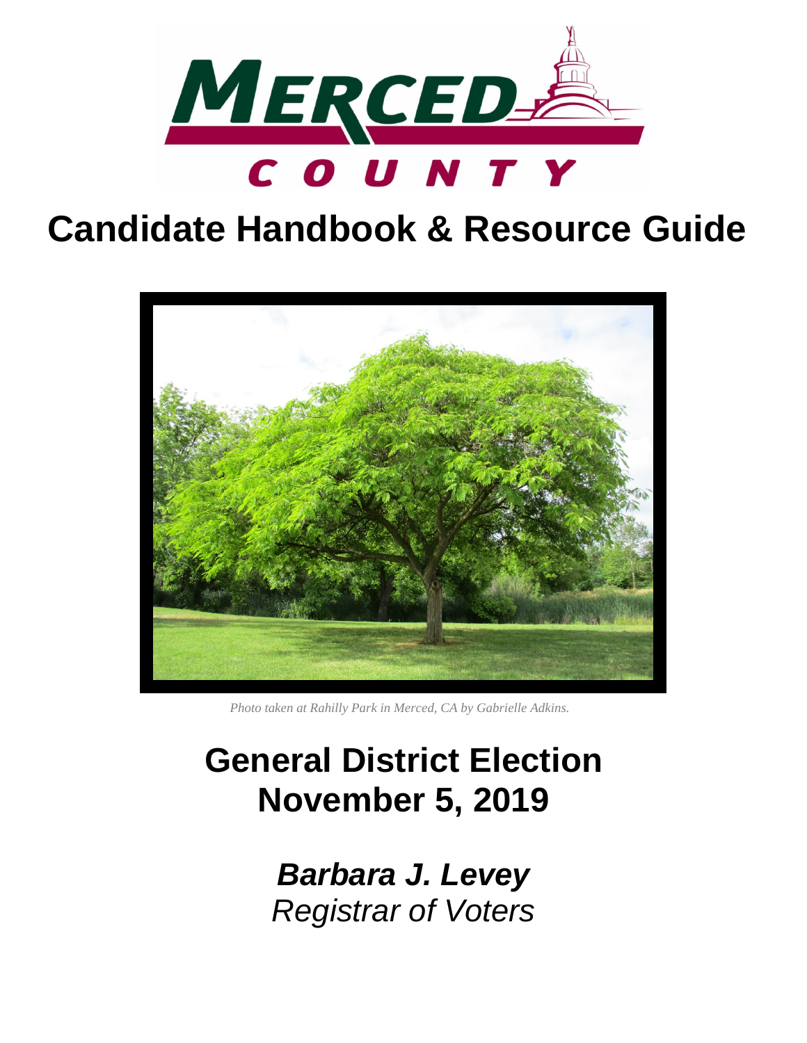MERCED COUNTY

# Candidate Handbook & Resource Guide

*Photo taken at Rahilly Park in Merced, CA by Gabrielle Adkins.*

## General District Election
## November 5, 2019

***Barbara J. Levey***

*Registrar of Voters*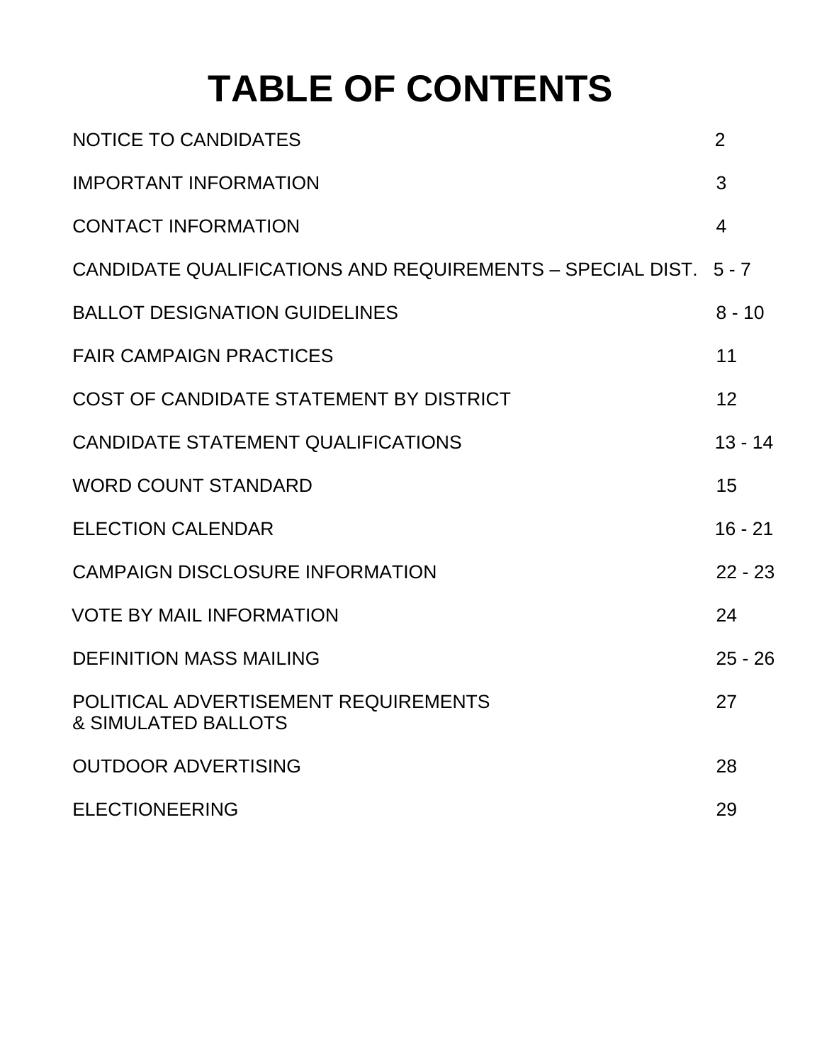# TABLE OF CONTENTS

| | |
|---|---|
| NOTICE TO CANDIDATES | 2 |
| IMPORTANT INFORMATION | 3 |
| CONTACT INFORMATION | 4 |
| CANDIDATE QUALIFICATIONS AND REQUIREMENTS – SPECIAL DIST. | 5 - 7 |
| BALLOT DESIGNATION GUIDELINES | 8 - 10 |
| FAIR CAMPAIGN PRACTICES | 11 |
| COST OF CANDIDATE STATEMENT BY DISTRICT | 12 |
| CANDIDATE STATEMENT QUALIFICATIONS | 13 - 14 |
| WORD COUNT STANDARD | 15 |
| ELECTION CALENDAR | 16 - 21 |
| CAMPAIGN DISCLOSURE INFORMATION | 22 - 23 |
| VOTE BY MAIL INFORMATION | 24 |
| DEFINITION MASS MAILING | 25 - 26 |
| POLITICAL ADVERTISEMENT REQUIREMENTS & SIMULATED BALLOTS | 27 |
| OUTDOOR ADVERTISING | 28 |
| ELECTIONEERING | 29 |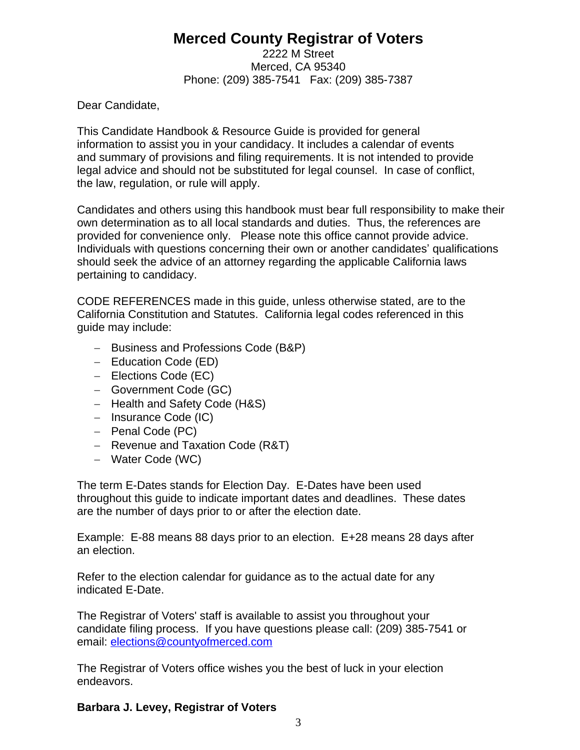# Merced County Registrar of Voters

2222 M Street
Merced, CA 95340
Phone: (209) 385-7541 Fax: (209) 385-7387

Dear Candidate,

This Candidate Handbook & Resource Guide is provided for general information to assist you in your candidacy. It includes a calendar of events and summary of provisions and filing requirements. It is not intended to provide legal advice and should not be substituted for legal counsel. In case of conflict, the law, regulation, or rule will apply.

Candidates and others using this handbook must bear full responsibility to make their own determination as to all local standards and duties. Thus, the references are provided for convenience only. Please note this office cannot provide advice. Individuals with questions concerning their own or another candidates' qualifications should seek the advice of an attorney regarding the applicable California laws pertaining to candidacy.

CODE REFERENCES made in this guide, unless otherwise stated, are to the California Constitution and Statutes. California legal codes referenced in this guide may include:

- Business and Professions Code (B&P)
- Education Code (ED)
- Elections Code (EC)
- Government Code (GC)
- Health and Safety Code (H&S)
- Insurance Code (IC)
- Penal Code (PC)
- Revenue and Taxation Code (R&T)
- Water Code (WC)

The term E-Dates stands for Election Day. E-Dates have been used throughout this guide to indicate important dates and deadlines. These dates are the number of days prior to or after the election date.

Example: E-88 means 88 days prior to an election. E+28 means 28 days after an election.

Refer to the election calendar for guidance as to the actual date for any indicated E-Date.

The Registrar of Voters' staff is available to assist you throughout your candidate filing process. If you have questions please call: (209) 385-7541 or email: elections@countyofmerced.com

The Registrar of Voters office wishes you the best of luck in your election endeavors.

**Barbara J. Levey, Registrar of Voters**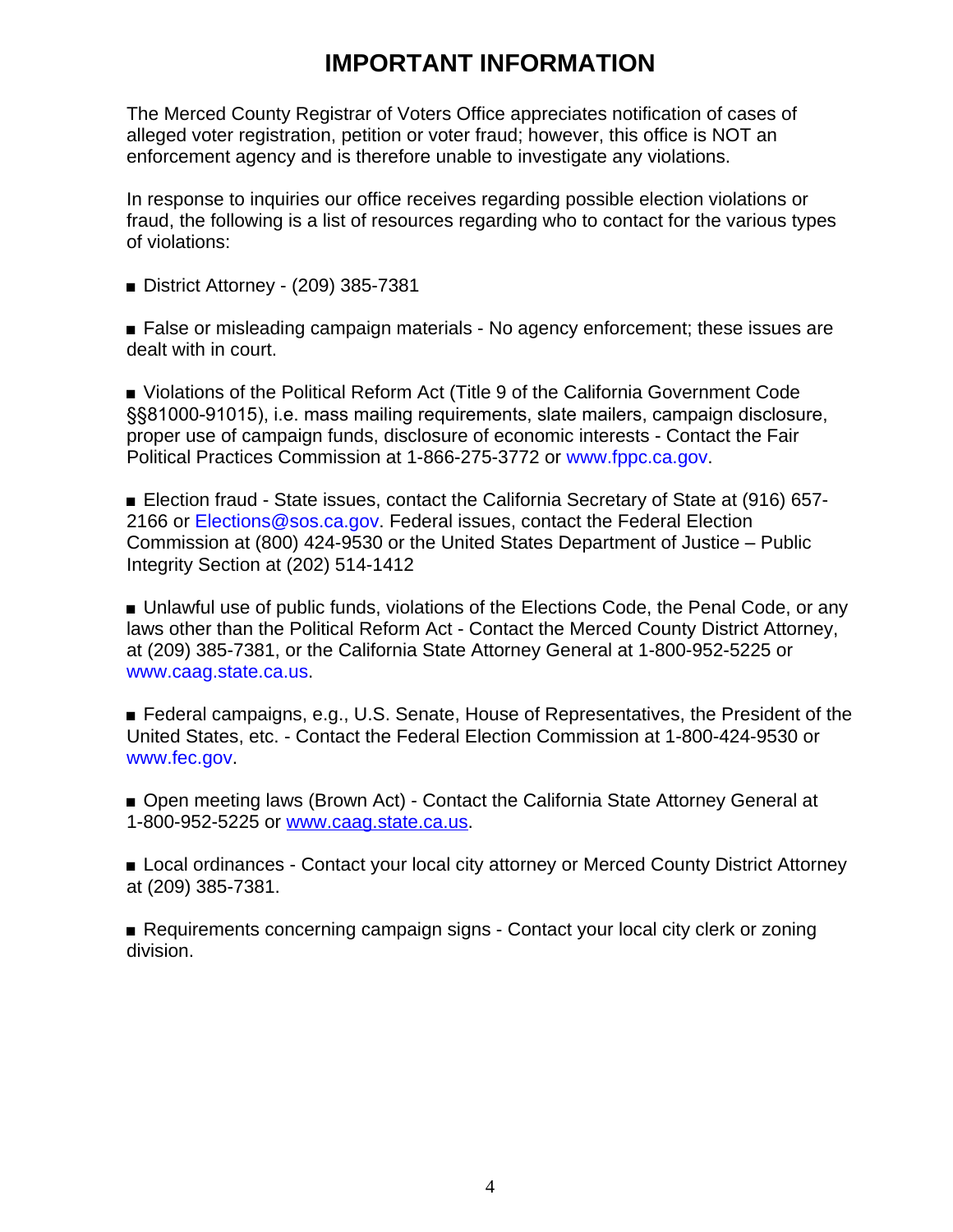# IMPORTANT INFORMATION

The Merced County Registrar of Voters Office appreciates notification of cases of alleged voter registration, petition or voter fraud; however, this office is NOT an enforcement agency and is therefore unable to investigate any violations.

In response to inquiries our office receives regarding possible election violations or fraud, the following is a list of resources regarding who to contact for the various types of violations:

- District Attorney - (209) 385-7381

- False or misleading campaign materials - No agency enforcement; these issues are dealt with in court.

- Violations of the Political Reform Act (Title 9 of the California Government Code §§81000-91015), i.e. mass mailing requirements, slate mailers, campaign disclosure, proper use of campaign funds, disclosure of economic interests - Contact the Fair Political Practices Commission at 1-866-275-3772 or www.fppc.ca.gov.

- Election fraud - State issues, contact the California Secretary of State at (916) 657-2166 or Elections@sos.ca.gov. Federal issues, contact the Federal Election Commission at (800) 424-9530 or the United States Department of Justice – Public Integrity Section at (202) 514-1412

- Unlawful use of public funds, violations of the Elections Code, the Penal Code, or any laws other than the Political Reform Act - Contact the Merced County District Attorney, at (209) 385-7381, or the California State Attorney General at 1-800-952-5225 or www.caag.state.ca.us.

- Federal campaigns, e.g., U.S. Senate, House of Representatives, the President of the United States, etc. - Contact the Federal Election Commission at 1-800-424-9530 or www.fec.gov.

- Open meeting laws (Brown Act) - Contact the California State Attorney General at 1-800-952-5225 or www.caag.state.ca.us.

- Local ordinances - Contact your local city attorney or Merced County District Attorney at (209) 385-7381.

- Requirements concerning campaign signs - Contact your local city clerk or zoning division.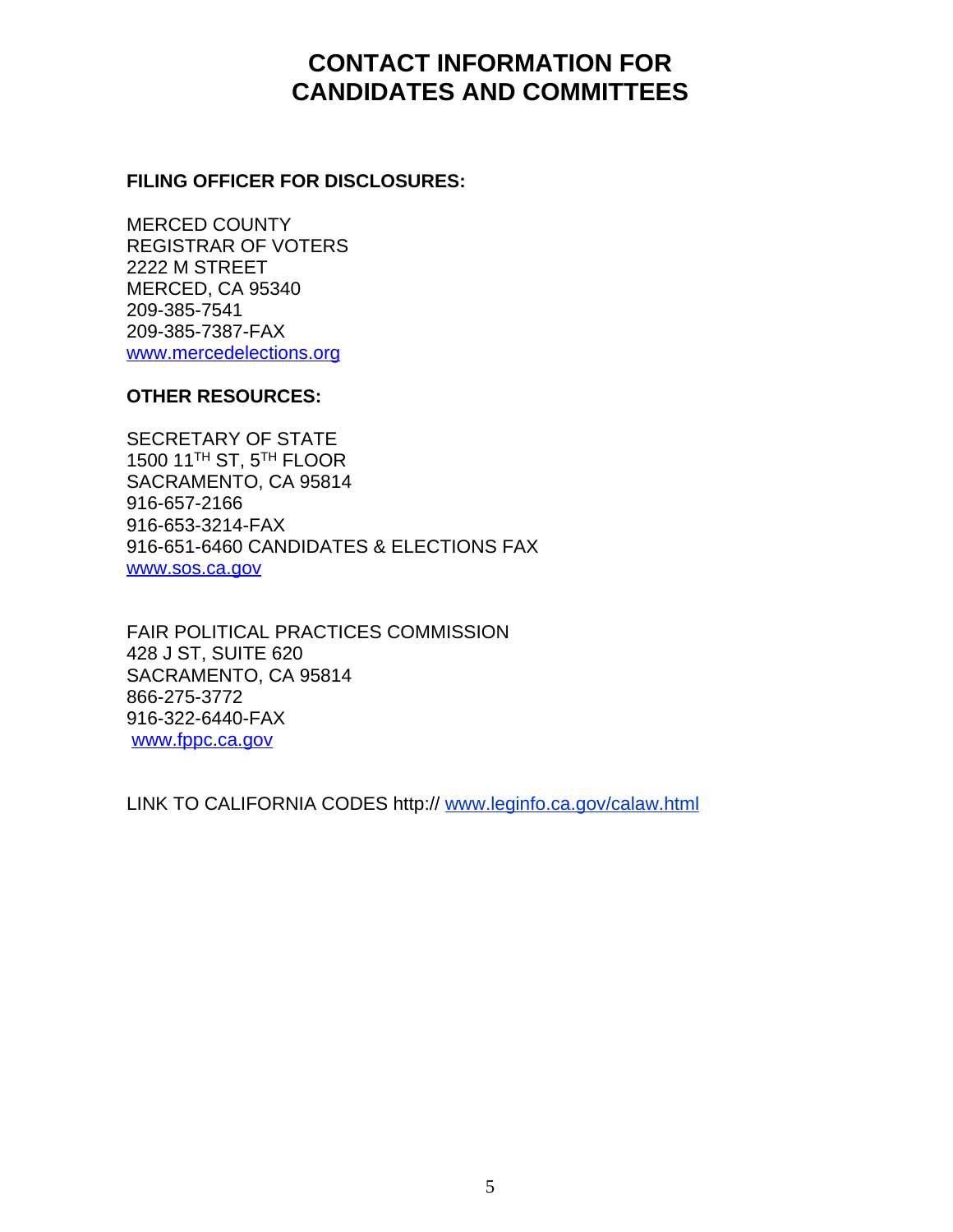# CONTACT INFORMATION FOR CANDIDATES AND COMMITTEES

**FILING OFFICER FOR DISCLOSURES:**

MERCED COUNTY
REGISTRAR OF VOTERS
2222 M STREET
MERCED, CA 95340
209-385-7541
209-385-7387-FAX
www.mercedelections.org

**OTHER RESOURCES:**

SECRETARY OF STATE
1500 11TH ST, 5TH FLOOR
SACRAMENTO, CA 95814
916-657-2166
916-653-3214-FAX
916-651-6460 CANDIDATES & ELECTIONS FAX
www.sos.ca.gov

FAIR POLITICAL PRACTICES COMMISSION
428 J ST, SUITE 620
SACRAMENTO, CA 95814
866-275-3772
916-322-6440-FAX
www.fppc.ca.gov

LINK TO CALIFORNIA CODES http:// www.leginfo.ca.gov/calaw.html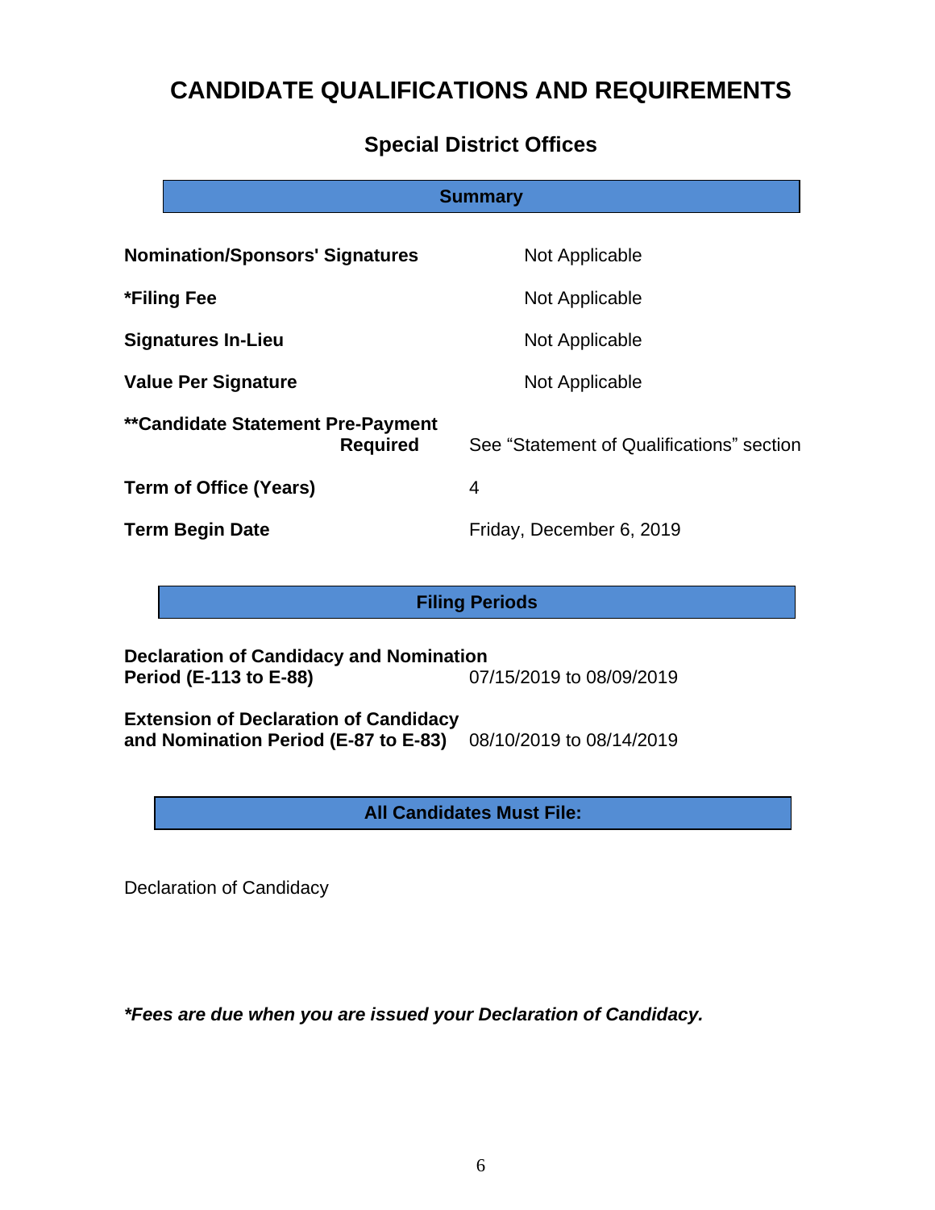# CANDIDATE QUALIFICATIONS AND REQUIREMENTS

## Special District Offices

### Summary

| | |
|---|---|
| **Nomination/Sponsors' Signatures** | Not Applicable |
| ***Filing Fee** | Not Applicable |
| **Signatures In-Lieu** | Not Applicable |
| **Value Per Signature** | Not Applicable |
| ****Candidate Statement Pre-Payment Required** | See "Statement of Qualifications" section |
| **Term of Office (Years)** | 4 |
| **Term Begin Date** | Friday, December 6, 2019 |

### Filing Periods

| | |
|---|---|
| **Declaration of Candidacy and Nomination Period (E-113 to E-88)** | 07/15/2019 to 08/09/2019 |
| **Extension of Declaration of Candidacy and Nomination Period (E-87 to E-83)** | 08/10/2019 to 08/14/2019 |

### All Candidates Must File:

Declaration of Candidacy

***Fees are due when you are issued your Declaration of Candidacy.***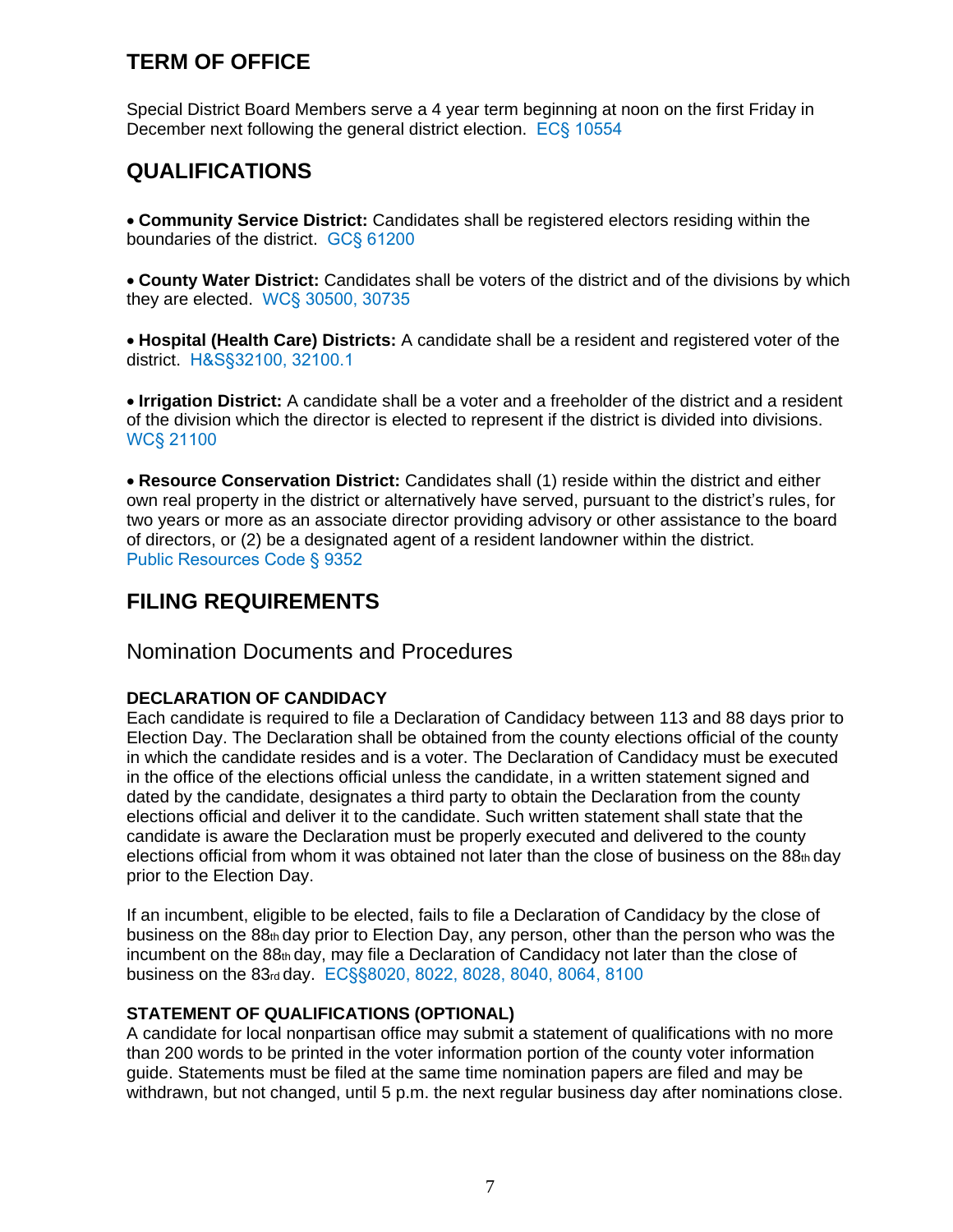## TERM OF OFFICE

Special District Board Members serve a 4 year term beginning at noon on the first Friday in December next following the general district election. EC§ 10554

## QUALIFICATIONS

- **Community Service District:** Candidates shall be registered electors residing within the boundaries of the district. GC§ 61200

- **County Water District:** Candidates shall be voters of the district and of the divisions by which they are elected. WC§ 30500, 30735

- **Hospital (Health Care) Districts:** A candidate shall be a resident and registered voter of the district. H&S§32100, 32100.1

- **Irrigation District:** A candidate shall be a voter and a freeholder of the district and a resident of the division which the director is elected to represent if the district is divided into divisions. WC§ 21100

- **Resource Conservation District:** Candidates shall (1) reside within the district and either own real property in the district or alternatively have served, pursuant to the district's rules, for two years or more as an associate director providing advisory or other assistance to the board of directors, or (2) be a designated agent of a resident landowner within the district. Public Resources Code § 9352

## FILING REQUIREMENTS

### Nomination Documents and Procedures

**DECLARATION OF CANDIDACY**

Each candidate is required to file a Declaration of Candidacy between 113 and 88 days prior to Election Day. The Declaration shall be obtained from the county elections official of the county in which the candidate resides and is a voter. The Declaration of Candidacy must be executed in the office of the elections official unless the candidate, in a written statement signed and dated by the candidate, designates a third party to obtain the Declaration from the county elections official and deliver it to the candidate. Such written statement shall state that the candidate is aware the Declaration must be properly executed and delivered to the county elections official from whom it was obtained not later than the close of business on the 88th day prior to the Election Day.

If an incumbent, eligible to be elected, fails to file a Declaration of Candidacy by the close of business on the 88th day prior to Election Day, any person, other than the person who was the incumbent on the 88th day, may file a Declaration of Candidacy not later than the close of business on the 83rd day. EC§§8020, 8022, 8028, 8040, 8064, 8100

**STATEMENT OF QUALIFICATIONS (OPTIONAL)**

A candidate for local nonpartisan office may submit a statement of qualifications with no more than 200 words to be printed in the voter information portion of the county voter information guide. Statements must be filed at the same time nomination papers are filed and may be withdrawn, but not changed, until 5 p.m. the next regular business day after nominations close.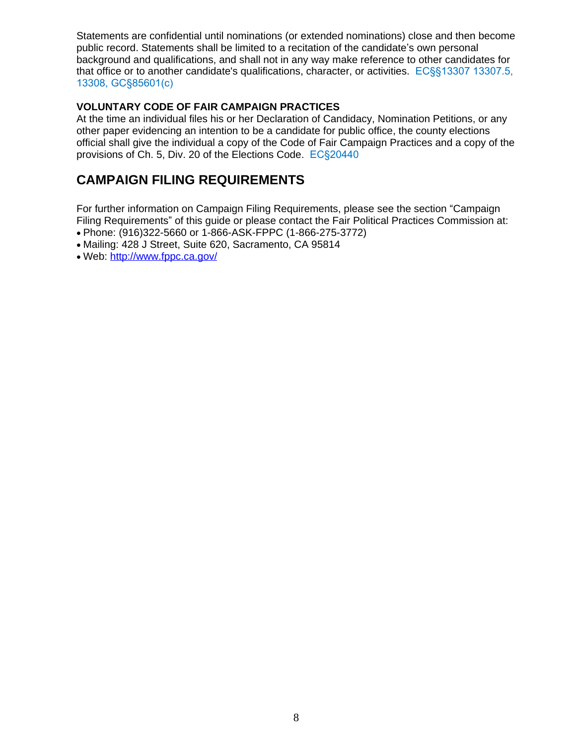Statements are confidential until nominations (or extended nominations) close and then become public record. Statements shall be limited to a recitation of the candidate's own personal background and qualifications, and shall not in any way make reference to other candidates for that office or to another candidate's qualifications, character, or activities. EC§§13307 13307.5, 13308, GC§85601(c)

**VOLUNTARY CODE OF FAIR CAMPAIGN PRACTICES**

At the time an individual files his or her Declaration of Candidacy, Nomination Petitions, or any other paper evidencing an intention to be a candidate for public office, the county elections official shall give the individual a copy of the Code of Fair Campaign Practices and a copy of the provisions of Ch. 5, Div. 20 of the Elections Code. EC§20440

## CAMPAIGN FILING REQUIREMENTS

For further information on Campaign Filing Requirements, please see the section "Campaign Filing Requirements" of this guide or please contact the Fair Political Practices Commission at:

- Phone: (916)322-5660 or 1-866-ASK-FPPC (1-866-275-3772)
- Mailing: 428 J Street, Suite 620, Sacramento, CA 95814
- Web: http://www.fppc.ca.gov/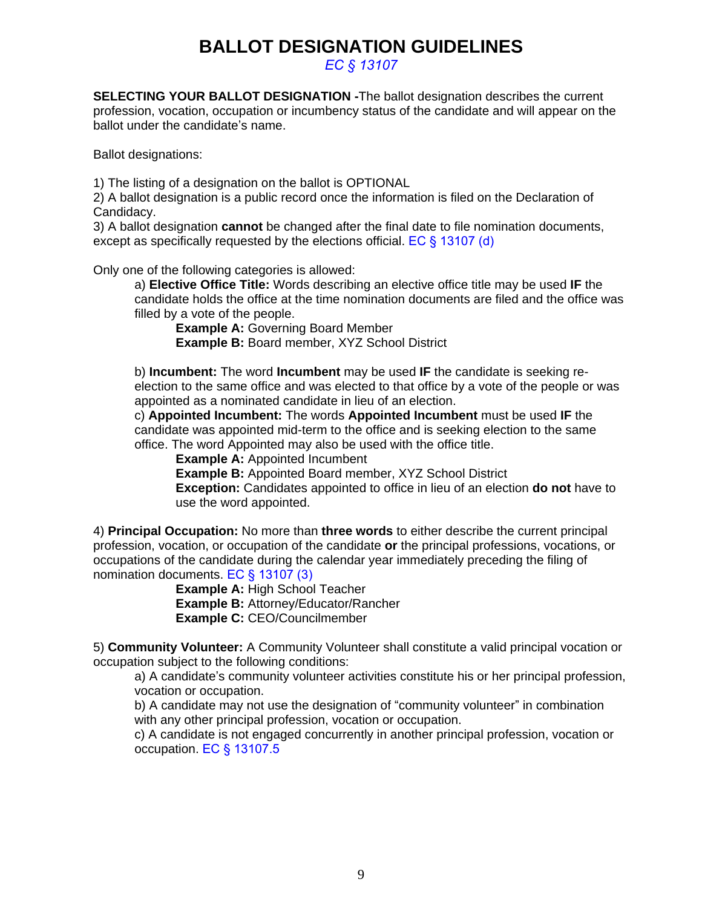# BALLOT DESIGNATION GUIDELINES

*EC § 13107*

**SELECTING YOUR BALLOT DESIGNATION -**The ballot designation describes the current profession, vocation, occupation or incumbency status of the candidate and will appear on the ballot under the candidate's name.

Ballot designations:

1) The listing of a designation on the ballot is OPTIONAL
2) A ballot designation is a public record once the information is filed on the Declaration of Candidacy.
3) A ballot designation **cannot** be changed after the final date to file nomination documents, except as specifically requested by the elections official. EC § 13107 (d)

Only one of the following categories is allowed:

a) **Elective Office Title:** Words describing an elective office title may be used **IF** the candidate holds the office at the time nomination documents are filed and the office was filled by a vote of the people.

**Example A:** Governing Board Member
**Example B:** Board member, XYZ School District

b) **Incumbent:** The word **Incumbent** may be used **IF** the candidate is seeking re-election to the same office and was elected to that office by a vote of the people or was appointed as a nominated candidate in lieu of an election.

c) **Appointed Incumbent:** The words **Appointed Incumbent** must be used **IF** the candidate was appointed mid-term to the office and is seeking election to the same office. The word Appointed may also be used with the office title.

**Example A:** Appointed Incumbent
**Example B:** Appointed Board member, XYZ School District
**Exception:** Candidates appointed to office in lieu of an election **do not** have to use the word appointed.

4) **Principal Occupation:** No more than **three words** to either describe the current principal profession, vocation, or occupation of the candidate **or** the principal professions, vocations, or occupations of the candidate during the calendar year immediately preceding the filing of nomination documents. EC § 13107 (3)

**Example A:** High School Teacher
**Example B:** Attorney/Educator/Rancher
**Example C:** CEO/Councilmember

5) **Community Volunteer:** A Community Volunteer shall constitute a valid principal vocation or occupation subject to the following conditions:

a) A candidate's community volunteer activities constitute his or her principal profession, vocation or occupation.

b) A candidate may not use the designation of "community volunteer" in combination with any other principal profession, vocation or occupation.

c) A candidate is not engaged concurrently in another principal profession, vocation or occupation. EC § 13107.5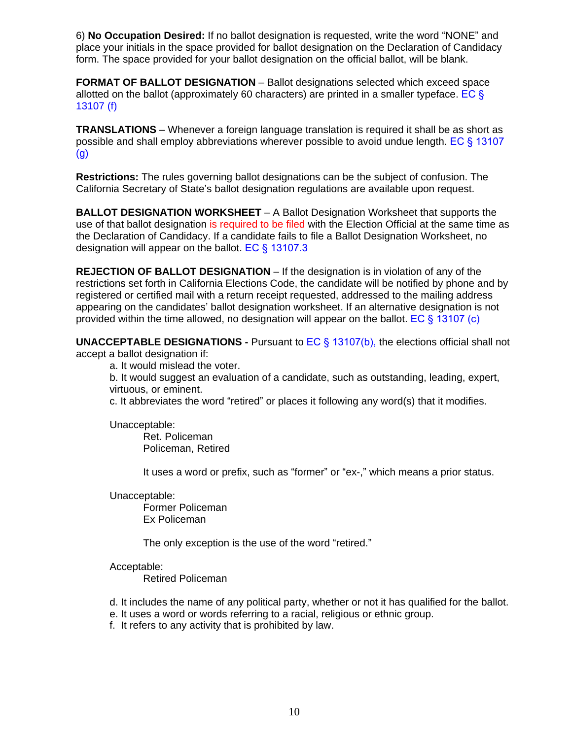6) **No Occupation Desired:** If no ballot designation is requested, write the word "NONE" and place your initials in the space provided for ballot designation on the Declaration of Candidacy form. The space provided for your ballot designation on the official ballot, will be blank.

**FORMAT OF BALLOT DESIGNATION** – Ballot designations selected which exceed space allotted on the ballot (approximately 60 characters) are printed in a smaller typeface. EC § 13107 (f)

**TRANSLATIONS** – Whenever a foreign language translation is required it shall be as short as possible and shall employ abbreviations wherever possible to avoid undue length. EC § 13107 (g)

**Restrictions:** The rules governing ballot designations can be the subject of confusion. The California Secretary of State's ballot designation regulations are available upon request.

**BALLOT DESIGNATION WORKSHEET** – A Ballot Designation Worksheet that supports the use of that ballot designation is required to be filed with the Election Official at the same time as the Declaration of Candidacy. If a candidate fails to file a Ballot Designation Worksheet, no designation will appear on the ballot. EC § 13107.3

**REJECTION OF BALLOT DESIGNATION** – If the designation is in violation of any of the restrictions set forth in California Elections Code, the candidate will be notified by phone and by registered or certified mail with a return receipt requested, addressed to the mailing address appearing on the candidates' ballot designation worksheet. If an alternative designation is not provided within the time allowed, no designation will appear on the ballot. EC § 13107 (c)

**UNACCEPTABLE DESIGNATIONS -** Pursuant to EC § 13107(b), the elections official shall not accept a ballot designation if:

a. It would mislead the voter.
b. It would suggest an evaluation of a candidate, such as outstanding, leading, expert, virtuous, or eminent.
c. It abbreviates the word "retired" or places it following any word(s) that it modifies.

Unacceptable:
Ret. Policeman
Policeman, Retired

It uses a word or prefix, such as "former" or "ex-," which means a prior status.

Unacceptable:
Former Policeman
Ex Policeman

The only exception is the use of the word "retired."

Acceptable:
Retired Policeman

d. It includes the name of any political party, whether or not it has qualified for the ballot.
e. It uses a word or words referring to a racial, religious or ethnic group.
f. It refers to any activity that is prohibited by law.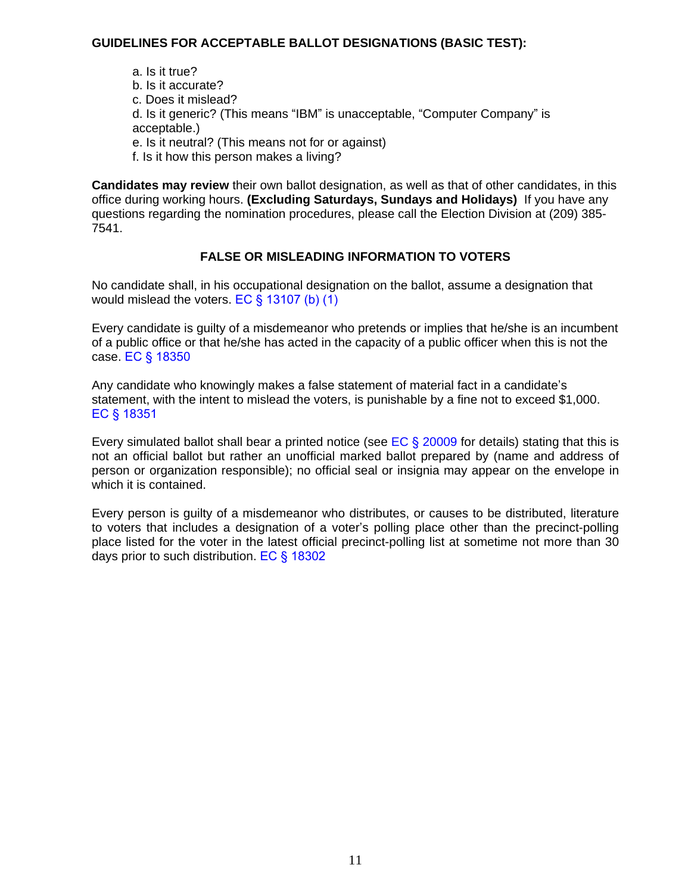**GUIDELINES FOR ACCEPTABLE BALLOT DESIGNATIONS (BASIC TEST):**

a. Is it true?
b. Is it accurate?
c. Does it mislead?
d. Is it generic? (This means "IBM" is unacceptable, "Computer Company" is acceptable.)
e. Is it neutral? (This means not for or against)
f. Is it how this person makes a living?

**Candidates may review** their own ballot designation, as well as that of other candidates, in this office during working hours. **(Excluding Saturdays, Sundays and Holidays)** If you have any questions regarding the nomination procedures, please call the Election Division at (209) 385-7541.

## FALSE OR MISLEADING INFORMATION TO VOTERS

No candidate shall, in his occupational designation on the ballot, assume a designation that would mislead the voters. EC § 13107 (b) (1)

Every candidate is guilty of a misdemeanor who pretends or implies that he/she is an incumbent of a public office or that he/she has acted in the capacity of a public officer when this is not the case. EC § 18350

Any candidate who knowingly makes a false statement of material fact in a candidate's statement, with the intent to mislead the voters, is punishable by a fine not to exceed $1,000. EC § 18351

Every simulated ballot shall bear a printed notice (see EC § 20009 for details) stating that this is not an official ballot but rather an unofficial marked ballot prepared by (name and address of person or organization responsible); no official seal or insignia may appear on the envelope in which it is contained.

Every person is guilty of a misdemeanor who distributes, or causes to be distributed, literature to voters that includes a designation of a voter's polling place other than the precinct-polling place listed for the voter in the latest official precinct-polling list at sometime not more than 30 days prior to such distribution. EC § 18302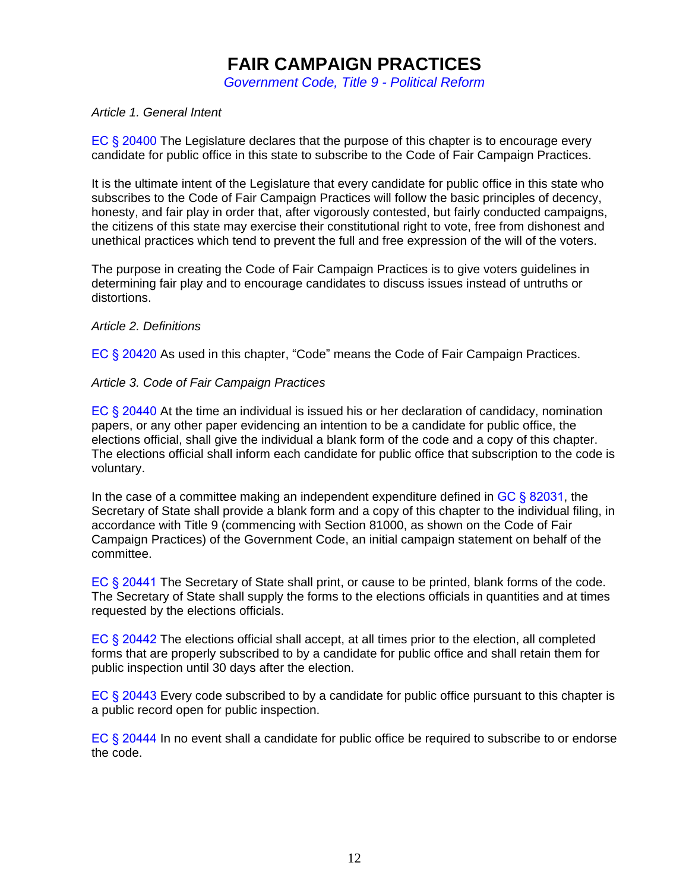# FAIR CAMPAIGN PRACTICES

*Government Code, Title 9 - Political Reform*

*Article 1. General Intent*

EC § 20400 The Legislature declares that the purpose of this chapter is to encourage every candidate for public office in this state to subscribe to the Code of Fair Campaign Practices.

It is the ultimate intent of the Legislature that every candidate for public office in this state who subscribes to the Code of Fair Campaign Practices will follow the basic principles of decency, honesty, and fair play in order that, after vigorously contested, but fairly conducted campaigns, the citizens of this state may exercise their constitutional right to vote, free from dishonest and unethical practices which tend to prevent the full and free expression of the will of the voters.

The purpose in creating the Code of Fair Campaign Practices is to give voters guidelines in determining fair play and to encourage candidates to discuss issues instead of untruths or distortions.

*Article 2. Definitions*

EC § 20420 As used in this chapter, "Code" means the Code of Fair Campaign Practices.

*Article 3. Code of Fair Campaign Practices*

EC § 20440 At the time an individual is issued his or her declaration of candidacy, nomination papers, or any other paper evidencing an intention to be a candidate for public office, the elections official, shall give the individual a blank form of the code and a copy of this chapter. The elections official shall inform each candidate for public office that subscription to the code is voluntary.

In the case of a committee making an independent expenditure defined in GC § 82031, the Secretary of State shall provide a blank form and a copy of this chapter to the individual filing, in accordance with Title 9 (commencing with Section 81000, as shown on the Code of Fair Campaign Practices) of the Government Code, an initial campaign statement on behalf of the committee.

EC § 20441 The Secretary of State shall print, or cause to be printed, blank forms of the code. The Secretary of State shall supply the forms to the elections officials in quantities and at times requested by the elections officials.

EC § 20442 The elections official shall accept, at all times prior to the election, all completed forms that are properly subscribed to by a candidate for public office and shall retain them for public inspection until 30 days after the election.

EC § 20443 Every code subscribed to by a candidate for public office pursuant to this chapter is a public record open for public inspection.

EC § 20444 In no event shall a candidate for public office be required to subscribe to or endorse the code.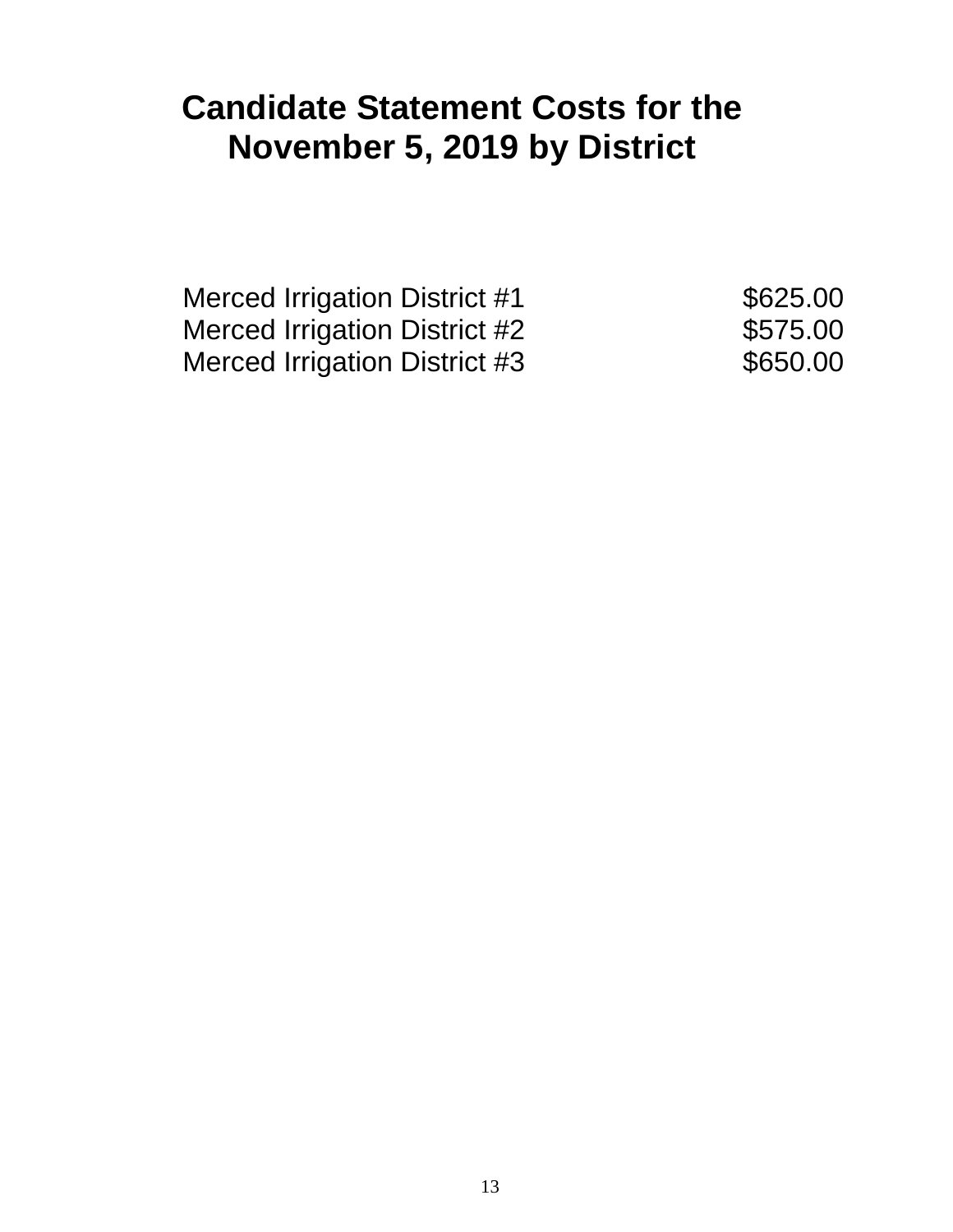# Candidate Statement Costs for the November 5, 2019 by District

| | |
|---|---|
| Merced Irrigation District #1 | $625.00 |
| Merced Irrigation District #2 | $575.00 |
| Merced Irrigation District #3 | $650.00 |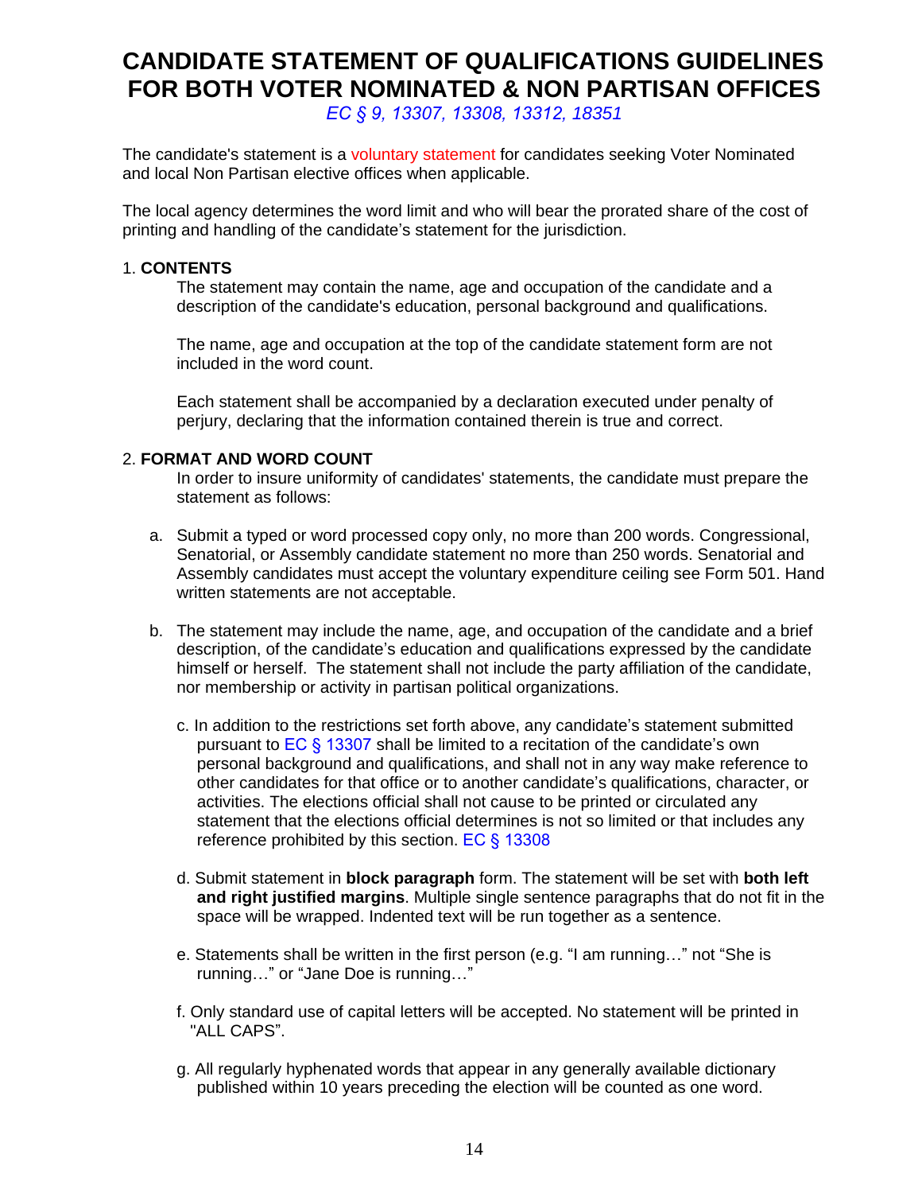# CANDIDATE STATEMENT OF QUALIFICATIONS GUIDELINES FOR BOTH VOTER NOMINATED & NON PARTISAN OFFICES

*EC § 9, 13307, 13308, 13312, 18351*

The candidate's statement is a voluntary statement for candidates seeking Voter Nominated and local Non Partisan elective offices when applicable.

The local agency determines the word limit and who will bear the prorated share of the cost of printing and handling of the candidate's statement for the jurisdiction.

1. **CONTENTS**

   The statement may contain the name, age and occupation of the candidate and a description of the candidate's education, personal background and qualifications.

   The name, age and occupation at the top of the candidate statement form are not included in the word count.

   Each statement shall be accompanied by a declaration executed under penalty of perjury, declaring that the information contained therein is true and correct.

2. **FORMAT AND WORD COUNT**

   In order to insure uniformity of candidates' statements, the candidate must prepare the statement as follows:

   a. Submit a typed or word processed copy only, no more than 200 words. Congressional, Senatorial, or Assembly candidate statement no more than 250 words. Senatorial and Assembly candidates must accept the voluntary expenditure ceiling see Form 501. Hand written statements are not acceptable.

   b. The statement may include the name, age, and occupation of the candidate and a brief description, of the candidate's education and qualifications expressed by the candidate himself or herself. The statement shall not include the party affiliation of the candidate, nor membership or activity in partisan political organizations.

   c. In addition to the restrictions set forth above, any candidate's statement submitted pursuant to EC § 13307 shall be limited to a recitation of the candidate's own personal background and qualifications, and shall not in any way make reference to other candidates for that office or to another candidate's qualifications, character, or activities. The elections official shall not cause to be printed or circulated any statement that the elections official determines is not so limited or that includes any reference prohibited by this section. EC § 13308

   d. Submit statement in **block paragraph** form. The statement will be set with **both left and right justified margins**. Multiple single sentence paragraphs that do not fit in the space will be wrapped. Indented text will be run together as a sentence.

   e. Statements shall be written in the first person (e.g. "I am running…" not "She is running…" or "Jane Doe is running…"

   f. Only standard use of capital letters will be accepted. No statement will be printed in "ALL CAPS".

   g. All regularly hyphenated words that appear in any generally available dictionary published within 10 years preceding the election will be counted as one word.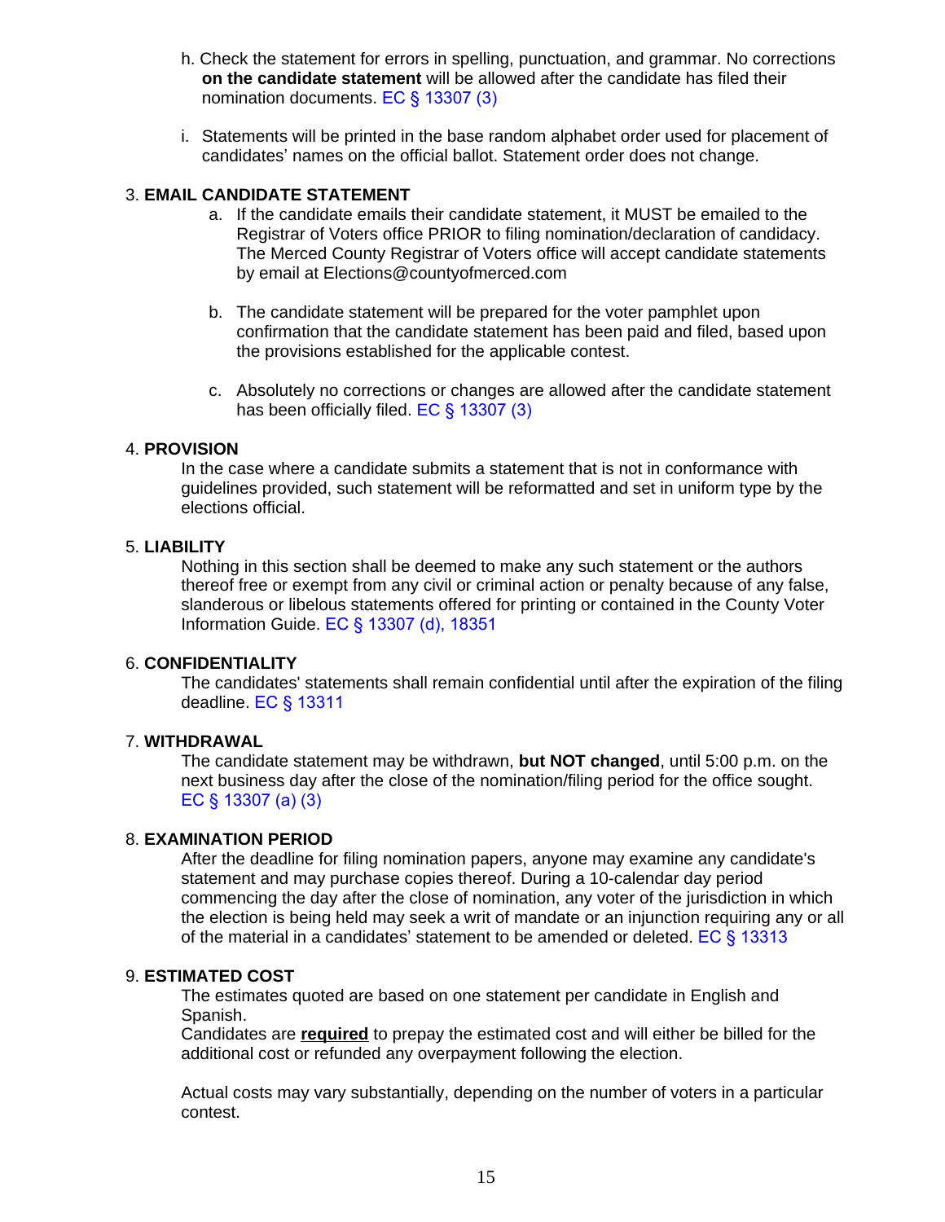h. Check the statement for errors in spelling, punctuation, and grammar. No corrections **on the candidate statement** will be allowed after the candidate has filed their nomination documents. EC § 13307 (3)

i. Statements will be printed in the base random alphabet order used for placement of candidates' names on the official ballot. Statement order does not change.

3. **EMAIL CANDIDATE STATEMENT**

   a. If the candidate emails their candidate statement, it MUST be emailed to the Registrar of Voters office PRIOR to filing nomination/declaration of candidacy. The Merced County Registrar of Voters office will accept candidate statements by email at Elections@countyofmerced.com

   b. The candidate statement will be prepared for the voter pamphlet upon confirmation that the candidate statement has been paid and filed, based upon the provisions established for the applicable contest.

   c. Absolutely no corrections or changes are allowed after the candidate statement has been officially filed. EC § 13307 (3)

4. **PROVISION**

   In the case where a candidate submits a statement that is not in conformance with guidelines provided, such statement will be reformatted and set in uniform type by the elections official.

5. **LIABILITY**

   Nothing in this section shall be deemed to make any such statement or the authors thereof free or exempt from any civil or criminal action or penalty because of any false, slanderous or libelous statements offered for printing or contained in the County Voter Information Guide. EC § 13307 (d), 18351

6. **CONFIDENTIALITY**

   The candidates' statements shall remain confidential until after the expiration of the filing deadline. EC § 13311

7. **WITHDRAWAL**

   The candidate statement may be withdrawn, **but NOT changed**, until 5:00 p.m. on the next business day after the close of the nomination/filing period for the office sought. EC § 13307 (a) (3)

8. **EXAMINATION PERIOD**

   After the deadline for filing nomination papers, anyone may examine any candidate's statement and may purchase copies thereof. During a 10-calendar day period commencing the day after the close of nomination, any voter of the jurisdiction in which the election is being held may seek a writ of mandate or an injunction requiring any or all of the material in a candidates' statement to be amended or deleted. EC § 13313

9. **ESTIMATED COST**

   The estimates quoted are based on one statement per candidate in English and Spanish.
   Candidates are **required** to prepay the estimated cost and will either be billed for the additional cost or refunded any overpayment following the election.

   Actual costs may vary substantially, depending on the number of voters in a particular contest.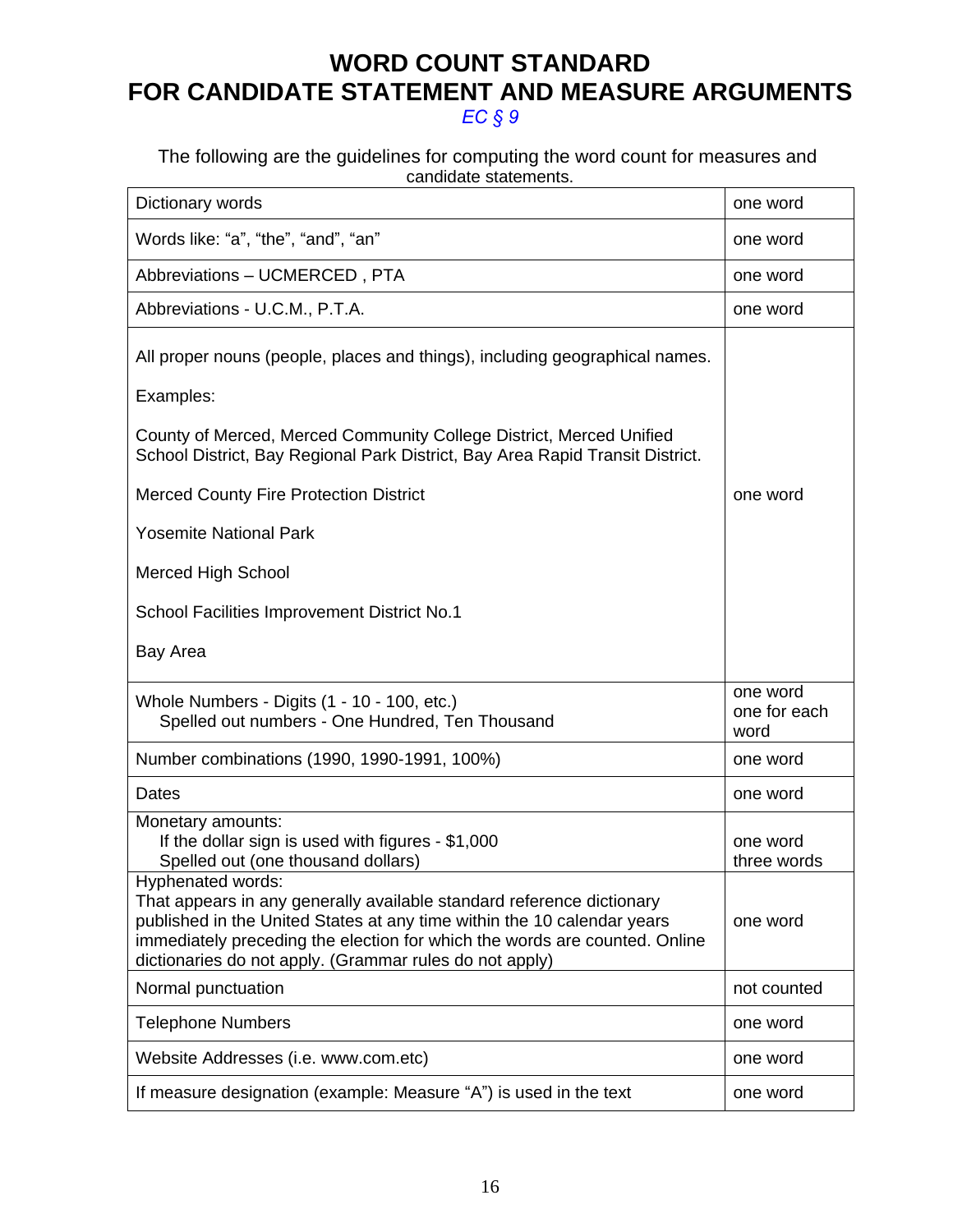# WORD COUNT STANDARD
# FOR CANDIDATE STATEMENT AND MEASURE ARGUMENTS

*EC § 9*

The following are the guidelines for computing the word count for measures and candidate statements.

| | |
|---|---|
| Dictionary words | one word |
| Words like: "a", "the", "and", "an" | one word |
| Abbreviations – UCMERCED , PTA | one word |
| Abbreviations - U.C.M., P.T.A. | one word |
| All proper nouns (people, places and things), including geographical names.<br><br>Examples:<br><br>County of Merced, Merced Community College District, Merced Unified School District, Bay Regional Park District, Bay Area Rapid Transit District.<br><br>Merced County Fire Protection District<br><br>Yosemite National Park<br><br>Merced High School<br><br>School Facilities Improvement District No.1<br><br>Bay Area | one word |
| Whole Numbers - Digits (1 - 10 - 100, etc.)<br>Spelled out numbers - One Hundred, Ten Thousand | one word<br>one for each word |
| Number combinations (1990, 1990-1991, 100%) | one word |
| Dates | one word |
| Monetary amounts:<br>If the dollar sign is used with figures - $1,000<br>Spelled out (one thousand dollars) | one word<br>three words |
| Hyphenated words:<br>That appears in any generally available standard reference dictionary published in the United States at any time within the 10 calendar years immediately preceding the election for which the words are counted. Online dictionaries do not apply. (Grammar rules do not apply) | one word |
| Normal punctuation | not counted |
| Telephone Numbers | one word |
| Website Addresses (i.e. www.com.etc) | one word |
| If measure designation (example: Measure "A") is used in the text | one word |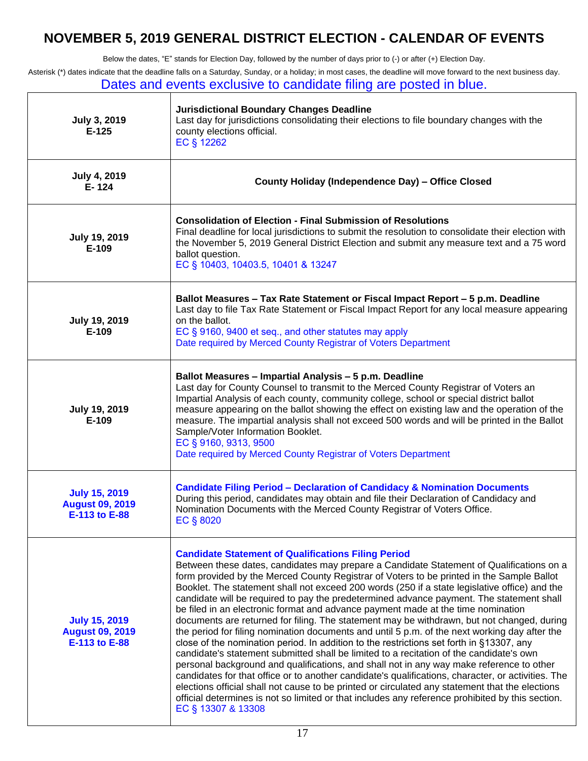# NOVEMBER 5, 2019 GENERAL DISTRICT ELECTION - CALENDAR OF EVENTS

Below the dates, "E" stands for Election Day, followed by the number of days prior to (-) or after (+) Election Day.

Asterisk (*) dates indicate that the deadline falls on a Saturday, Sunday, or a holiday; in most cases, the deadline will move forward to the next business day.

Dates and events exclusive to candidate filing are posted in blue.

| Date | Event |
|---|---|
| **July 3, 2019**<br>**E-125** | **Jurisdictional Boundary Changes Deadline**<br>Last day for jurisdictions consolidating their elections to file boundary changes with the county elections official.<br>EC § 12262 |
| **July 4, 2019**<br>**E- 124** | **County Holiday (Independence Day) – Office Closed** |
| **July 19, 2019**<br>**E-109** | **Consolidation of Election - Final Submission of Resolutions**<br>Final deadline for local jurisdictions to submit the resolution to consolidate their election with the November 5, 2019 General District Election and submit any measure text and a 75 word ballot question.<br>EC § 10403, 10403.5, 10401 & 13247 |
| **July 19, 2019**<br>**E-109** | **Ballot Measures – Tax Rate Statement or Fiscal Impact Report – 5 p.m. Deadline**<br>Last day to file Tax Rate Statement or Fiscal Impact Report for any local measure appearing on the ballot.<br>EC § 9160, 9400 et seq., and other statutes may apply<br>Date required by Merced County Registrar of Voters Department |
| **July 19, 2019**<br>**E-109** | **Ballot Measures – Impartial Analysis – 5 p.m. Deadline**<br>Last day for County Counsel to transmit to the Merced County Registrar of Voters an Impartial Analysis of each county, community college, school or special district ballot measure appearing on the ballot showing the effect on existing law and the operation of the measure. The impartial analysis shall not exceed 500 words and will be printed in the Ballot Sample/Voter Information Booklet.<br>EC § 9160, 9313, 9500<br>Date required by Merced County Registrar of Voters Department |
| **July 15, 2019**<br>**August 09, 2019**<br>**E-113 to E-88** | **Candidate Filing Period – Declaration of Candidacy & Nomination Documents**<br>During this period, candidates may obtain and file their Declaration of Candidacy and Nomination Documents with the Merced County Registrar of Voters Office.<br>EC § 8020 |
| **July 15, 2019**<br>**August 09, 2019**<br>**E-113 to E-88** | **Candidate Statement of Qualifications Filing Period**<br>Between these dates, candidates may prepare a Candidate Statement of Qualifications on a form provided by the Merced County Registrar of Voters to be printed in the Sample Ballot Booklet. The statement shall not exceed 200 words (250 if a state legislative office) and the candidate will be required to pay the predetermined advance payment. The statement shall be filed in an electronic format and advance payment made at the time nomination documents are returned for filing. The statement may be withdrawn, but not changed, during the period for filing nomination documents and until 5 p.m. of the next working day after the close of the nomination period. In addition to the restrictions set forth in §13307, any candidate's statement submitted shall be limited to a recitation of the candidate's own personal background and qualifications, and shall not in any way make reference to other candidates for that office or to another candidate's qualifications, character, or activities. The elections official shall not cause to be printed or circulated any statement that the elections official determines is not so limited or that includes any reference prohibited by this section.<br>EC § 13307 & 13308 |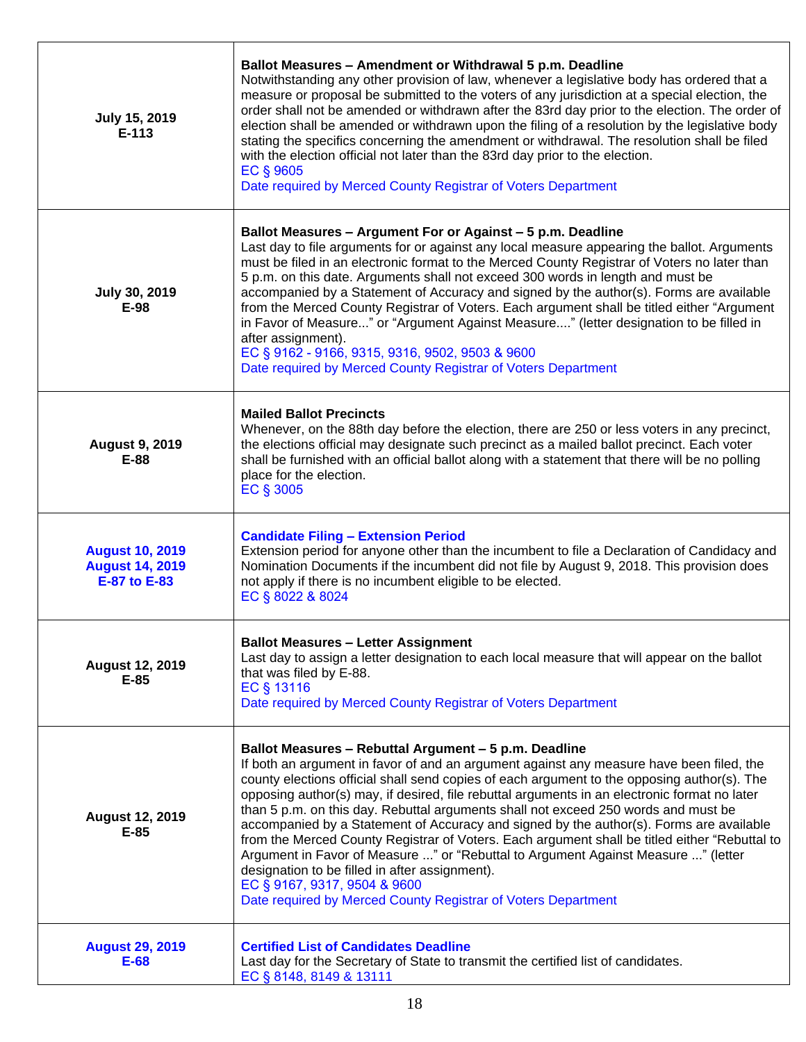| | |
|---|---|
| **July 15, 2019**<br>**E-113** | **Ballot Measures – Amendment or Withdrawal 5 p.m. Deadline**<br>Notwithstanding any other provision of law, whenever a legislative body has ordered that a measure or proposal be submitted to the voters of any jurisdiction at a special election, the order shall not be amended or withdrawn after the 83rd day prior to the election. The order of election shall be amended or withdrawn upon the filing of a resolution by the legislative body stating the specifics concerning the amendment or withdrawal. The resolution shall be filed with the election official not later than the 83rd day prior to the election.<br>EC § 9605<br>Date required by Merced County Registrar of Voters Department |
| **July 30, 2019**<br>**E-98** | **Ballot Measures – Argument For or Against – 5 p.m. Deadline**<br>Last day to file arguments for or against any local measure appearing the ballot. Arguments must be filed in an electronic format to the Merced County Registrar of Voters no later than 5 p.m. on this date. Arguments shall not exceed 300 words in length and must be accompanied by a Statement of Accuracy and signed by the author(s). Forms are available from the Merced County Registrar of Voters. Each argument shall be titled either "Argument in Favor of Measure..." or "Argument Against Measure...." (letter designation to be filled in after assignment).<br>EC § 9162 - 9166, 9315, 9316, 9502, 9503 & 9600<br>Date required by Merced County Registrar of Voters Department |
| **August 9, 2019**<br>**E-88** | **Mailed Ballot Precincts**<br>Whenever, on the 88th day before the election, there are 250 or less voters in any precinct, the elections official may designate such precinct as a mailed ballot precinct. Each voter shall be furnished with an official ballot along with a statement that there will be no polling place for the election.<br>EC § 3005 |
| **August 10, 2019**<br>**August 14, 2019**<br>**E-87 to E-83** | **Candidate Filing – Extension Period**<br>Extension period for anyone other than the incumbent to file a Declaration of Candidacy and Nomination Documents if the incumbent did not file by August 9, 2018. This provision does not apply if there is no incumbent eligible to be elected.<br>EC § 8022 & 8024 |
| **August 12, 2019**<br>**E-85** | **Ballot Measures – Letter Assignment**<br>Last day to assign a letter designation to each local measure that will appear on the ballot that was filed by E-88.<br>EC § 13116<br>Date required by Merced County Registrar of Voters Department |
| **August 12, 2019**<br>**E-85** | **Ballot Measures – Rebuttal Argument – 5 p.m. Deadline**<br>If both an argument in favor of and an argument against any measure have been filed, the county elections official shall send copies of each argument to the opposing author(s). The opposing author(s) may, if desired, file rebuttal arguments in an electronic format no later than 5 p.m. on this day. Rebuttal arguments shall not exceed 250 words and must be accompanied by a Statement of Accuracy and signed by the author(s). Forms are available from the Merced County Registrar of Voters. Each argument shall be titled either "Rebuttal to Argument in Favor of Measure ..." or "Rebuttal to Argument Against Measure ..." (letter designation to be filled in after assignment).<br>EC § 9167, 9317, 9504 & 9600<br>Date required by Merced County Registrar of Voters Department |
| **August 29, 2019**<br>**E-68** | **Certified List of Candidates Deadline**<br>Last day for the Secretary of State to transmit the certified list of candidates.<br>EC § 8148, 8149 & 13111 |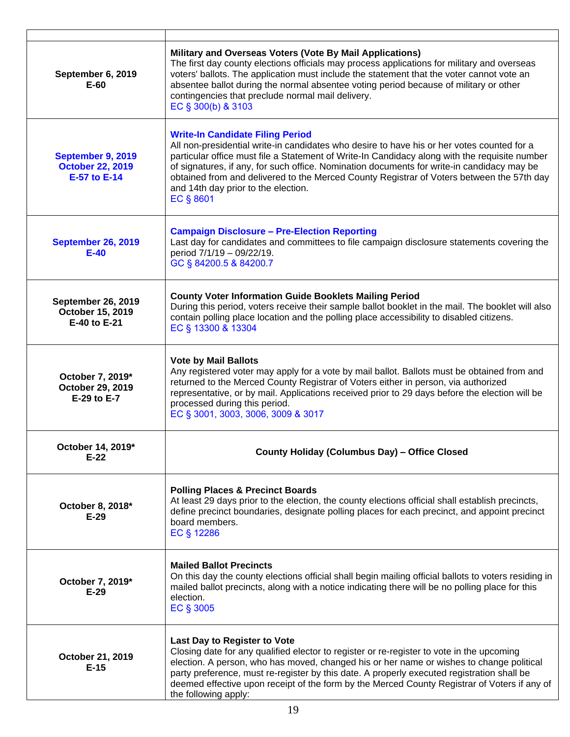| | |
|---|---|
| **September 6, 2019**<br>**E-60** | **Military and Overseas Voters (Vote By Mail Applications)**<br>The first day county elections officials may process applications for military and overseas voters' ballots. The application must include the statement that the voter cannot vote an absentee ballot during the normal absentee voting period because of military or other contingencies that preclude normal mail delivery.<br>EC § 300(b) & 3103 |
| **September 9, 2019**<br>**October 22, 2019**<br>**E-57 to E-14** | **Write-In Candidate Filing Period**<br>All non-presidential write-in candidates who desire to have his or her votes counted for a particular office must file a Statement of Write-In Candidacy along with the requisite number of signatures, if any, for such office. Nomination documents for write-in candidacy may be obtained from and delivered to the Merced County Registrar of Voters between the 57th day and 14th day prior to the election.<br>EC § 8601 |
| **September 26, 2019**<br>**E-40** | **Campaign Disclosure – Pre-Election Reporting**<br>Last day for candidates and committees to file campaign disclosure statements covering the period 7/1/19 – 09/22/19.<br>GC § 84200.5 & 84200.7 |
| **September 26, 2019**<br>**October 15, 2019**<br>**E-40 to E-21** | **County Voter Information Guide Booklets Mailing Period**<br>During this period, voters receive their sample ballot booklet in the mail. The booklet will also contain polling place location and the polling place accessibility to disabled citizens.<br>EC § 13300 & 13304 |
| **October 7, 2019***<br>**October 29, 2019**<br>**E-29 to E-7** | **Vote by Mail Ballots**<br>Any registered voter may apply for a vote by mail ballot. Ballots must be obtained from and returned to the Merced County Registrar of Voters either in person, via authorized representative, or by mail. Applications received prior to 29 days before the election will be processed during this period.<br>EC § 3001, 3003, 3006, 3009 & 3017 |
| **October 14, 2019***<br>**E-22** | **County Holiday (Columbus Day) – Office Closed** |
| **October 8, 2018***<br>**E-29** | **Polling Places & Precinct Boards**<br>At least 29 days prior to the election, the county elections official shall establish precincts, define precinct boundaries, designate polling places for each precinct, and appoint precinct board members.<br>EC § 12286 |
| **October 7, 2019***<br>**E-29** | **Mailed Ballot Precincts**<br>On this day the county elections official shall begin mailing official ballots to voters residing in mailed ballot precincts, along with a notice indicating there will be no polling place for this election.<br>EC § 3005 |
| **October 21, 2019**<br>**E-15** | **Last Day to Register to Vote**<br>Closing date for any qualified elector to register or re-register to vote in the upcoming election. A person, who has moved, changed his or her name or wishes to change political party preference, must re-register by this date. A properly executed registration shall be deemed effective upon receipt of the form by the Merced County Registrar of Voters if any of the following apply: |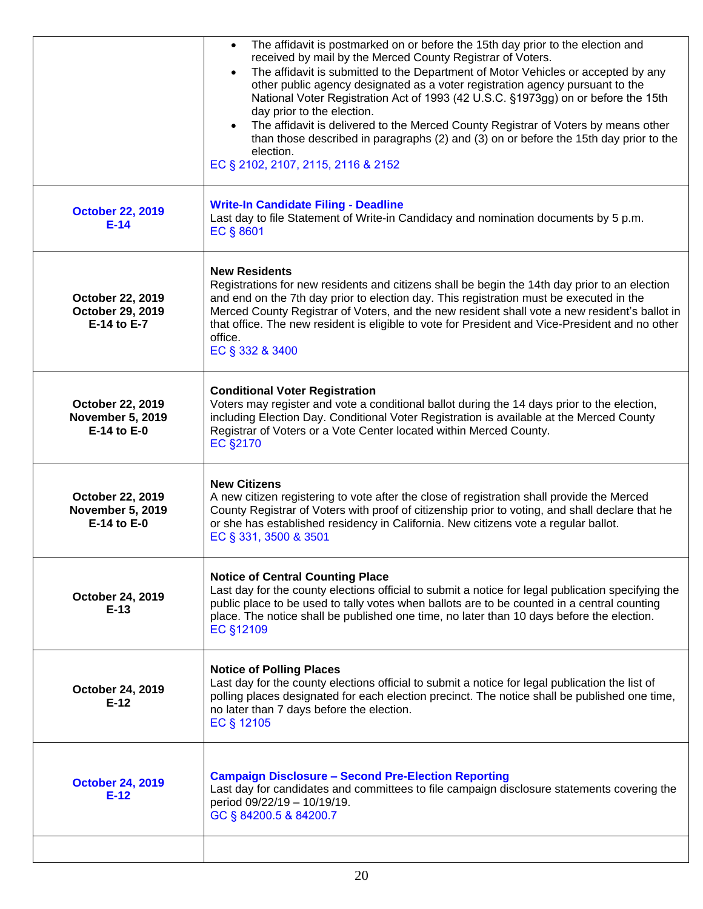| | |
|---|---|
| | • The affidavit is postmarked on or before the 15th day prior to the election and received by mail by the Merced County Registrar of Voters.<br>• The affidavit is submitted to the Department of Motor Vehicles or accepted by any other public agency designated as a voter registration agency pursuant to the National Voter Registration Act of 1993 (42 U.S.C. §1973gg) on or before the 15th day prior to the election.<br>• The affidavit is delivered to the Merced County Registrar of Voters by means other than those described in paragraphs (2) and (3) on or before the 15th day prior to the election.<br>EC § 2102, 2107, 2115, 2116 & 2152 |
| **October 22, 2019**<br>**E-14** | **Write-In Candidate Filing - Deadline**<br>Last day to file Statement of Write-in Candidacy and nomination documents by 5 p.m.<br>EC § 8601 |
| **October 22, 2019**<br>**October 29, 2019**<br>**E-14 to E-7** | **New Residents**<br>Registrations for new residents and citizens shall be begin the 14th day prior to an election and end on the 7th day prior to election day. This registration must be executed in the Merced County Registrar of Voters, and the new resident shall vote a new resident's ballot in that office. The new resident is eligible to vote for President and Vice-President and no other office.<br>EC § 332 & 3400 |
| **October 22, 2019**<br>**November 5, 2019**<br>**E-14 to E-0** | **Conditional Voter Registration**<br>Voters may register and vote a conditional ballot during the 14 days prior to the election, including Election Day. Conditional Voter Registration is available at the Merced County Registrar of Voters or a Vote Center located within Merced County.<br>EC §2170 |
| **October 22, 2019**<br>**November 5, 2019**<br>**E-14 to E-0** | **New Citizens**<br>A new citizen registering to vote after the close of registration shall provide the Merced County Registrar of Voters with proof of citizenship prior to voting, and shall declare that he or she has established residency in California. New citizens vote a regular ballot.<br>EC § 331, 3500 & 3501 |
| **October 24, 2019**<br>**E-13** | **Notice of Central Counting Place**<br>Last day for the county elections official to submit a notice for legal publication specifying the public place to be used to tally votes when ballots are to be counted in a central counting place. The notice shall be published one time, no later than 10 days before the election.<br>EC §12109 |
| **October 24, 2019**<br>**E-12** | **Notice of Polling Places**<br>Last day for the county elections official to submit a notice for legal publication the list of polling places designated for each election precinct. The notice shall be published one time, no later than 7 days before the election.<br>EC § 12105 |
| **October 24, 2019**<br>**E-12** | **Campaign Disclosure – Second Pre-Election Reporting**<br>Last day for candidates and committees to file campaign disclosure statements covering the period 09/22/19 – 10/19/19.<br>GC § 84200.5 & 84200.7 |
| | |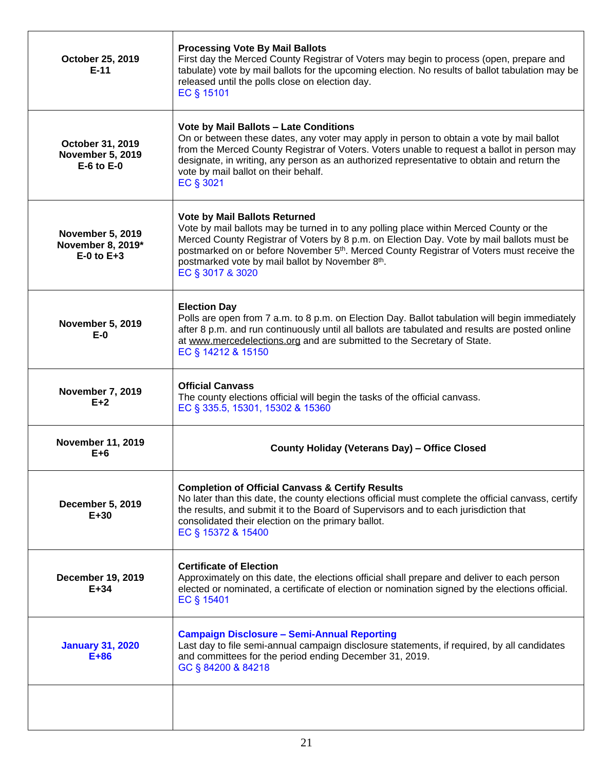| | |
|---|---|
| **October 25, 2019**<br>**E-11** | **Processing Vote By Mail Ballots**<br>First day the Merced County Registrar of Voters may begin to process (open, prepare and tabulate) vote by mail ballots for the upcoming election. No results of ballot tabulation may be released until the polls close on election day.<br>EC § 15101 |
| **October 31, 2019**<br>**November 5, 2019**<br>**E-6 to E-0** | **Vote by Mail Ballots – Late Conditions**<br>On or between these dates, any voter may apply in person to obtain a vote by mail ballot from the Merced County Registrar of Voters. Voters unable to request a ballot in person may designate, in writing, any person as an authorized representative to obtain and return the vote by mail ballot on their behalf.<br>EC § 3021 |
| **November 5, 2019**<br>**November 8, 2019***<br>**E-0 to E+3** | **Vote by Mail Ballots Returned**<br>Vote by mail ballots may be turned in to any polling place within Merced County or the Merced County Registrar of Voters by 8 p.m. on Election Day. Vote by mail ballots must be postmarked on or before November 5th. Merced County Registrar of Voters must receive the postmarked vote by mail ballot by November 8th.<br>EC § 3017 & 3020 |
| **November 5, 2019**<br>**E-0** | **Election Day**<br>Polls are open from 7 a.m. to 8 p.m. on Election Day. Ballot tabulation will begin immediately after 8 p.m. and run continuously until all ballots are tabulated and results are posted online at www.mercedelections.org and are submitted to the Secretary of State.<br>EC § 14212 & 15150 |
| **November 7, 2019**<br>**E+2** | **Official Canvass**<br>The county elections official will begin the tasks of the official canvass.<br>EC § 335.5, 15301, 15302 & 15360 |
| **November 11, 2019**<br>**E+6** | **County Holiday (Veterans Day) – Office Closed** |
| **December 5, 2019**<br>**E+30** | **Completion of Official Canvass & Certify Results**<br>No later than this date, the county elections official must complete the official canvass, certify the results, and submit it to the Board of Supervisors and to each jurisdiction that consolidated their election on the primary ballot.<br>EC § 15372 & 15400 |
| **December 19, 2019**<br>**E+34** | **Certificate of Election**<br>Approximately on this date, the elections official shall prepare and deliver to each person elected or nominated, a certificate of election or nomination signed by the elections official.<br>EC § 15401 |
| **January 31, 2020**<br>**E+86** | **Campaign Disclosure – Semi-Annual Reporting**<br>Last day to file semi-annual campaign disclosure statements, if required, by all candidates and committees for the period ending December 31, 2019.<br>GC § 84200 & 84218 |
| | |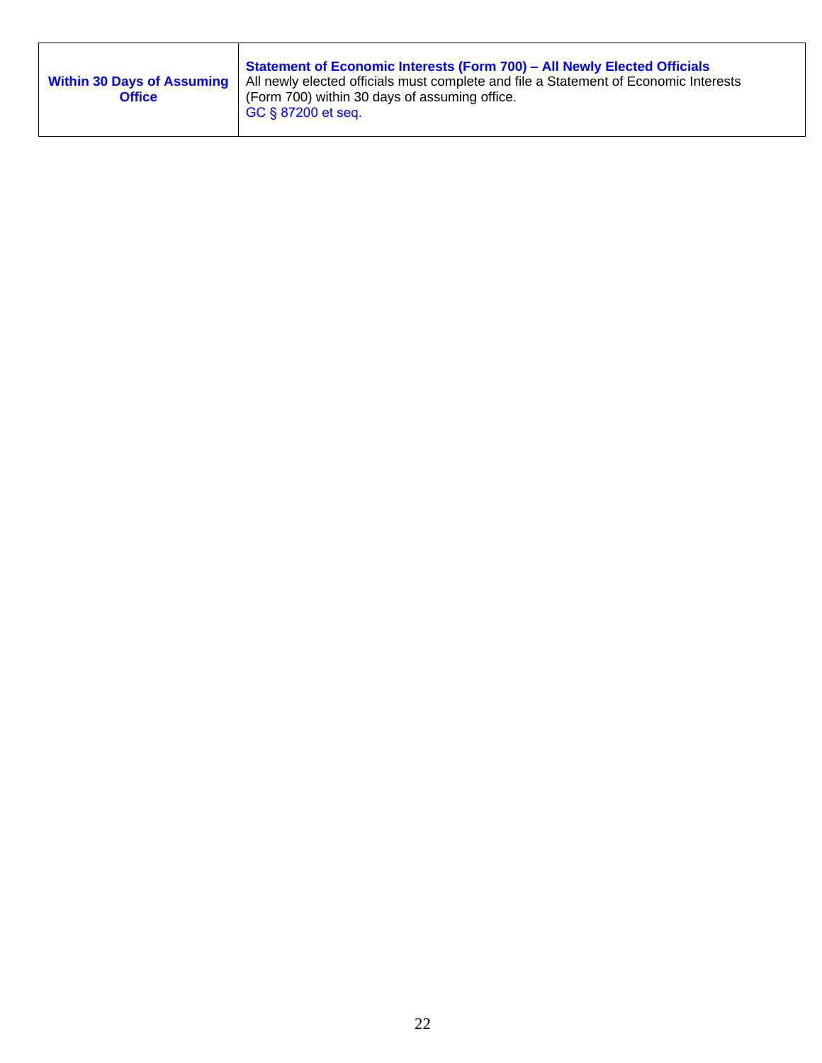| | |
|---|---|
| **Within 30 Days of Assuming Office** | **Statement of Economic Interests (Form 700) – All Newly Elected Officials**<br>All newly elected officials must complete and file a Statement of Economic Interests (Form 700) within 30 days of assuming office.<br>GC § 87200 et seq. |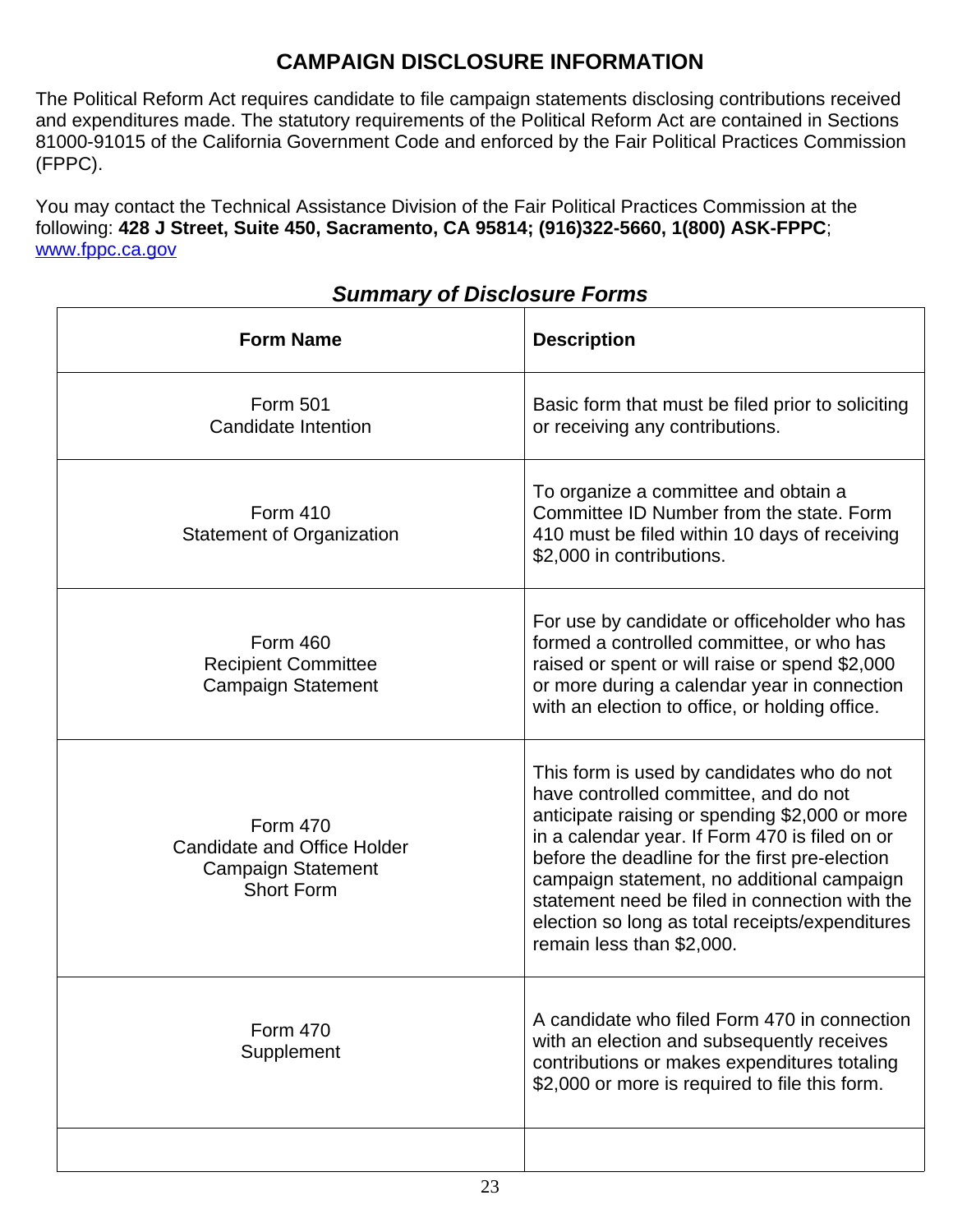# CAMPAIGN DISCLOSURE INFORMATION

The Political Reform Act requires candidate to file campaign statements disclosing contributions received and expenditures made. The statutory requirements of the Political Reform Act are contained in Sections 81000-91015 of the California Government Code and enforced by the Fair Political Practices Commission (FPPC).

You may contact the Technical Assistance Division of the Fair Political Practices Commission at the following: **428 J Street, Suite 450, Sacramento, CA 95814; (916)322-5660, 1(800) ASK-FPPC**; [www.fppc.ca.gov](http://www.fppc.ca.gov)

## *Summary of Disclosure Forms*

| Form Name | Description |
|---|---|
| Form 501<br>Candidate Intention | Basic form that must be filed prior to soliciting or receiving any contributions. |
| Form 410<br>Statement of Organization | To organize a committee and obtain a Committee ID Number from the state. Form 410 must be filed within 10 days of receiving $2,000 in contributions. |
| Form 460<br>Recipient Committee<br>Campaign Statement | For use by candidate or officeholder who has formed a controlled committee, or who has raised or spent or will raise or spend $2,000 or more during a calendar year in connection with an election to office, or holding office. |
| Form 470<br>Candidate and Office Holder<br>Campaign Statement<br>Short Form | This form is used by candidates who do not have controlled committee, and do not anticipate raising or spending $2,000 or more in a calendar year. If Form 470 is filed on or before the deadline for the first pre-election campaign statement, no additional campaign statement need be filed in connection with the election so long as total receipts/expenditures remain less than $2,000. |
| Form 470<br>Supplement | A candidate who filed Form 470 in connection with an election and subsequently receives contributions or makes expenditures totaling $2,000 or more is required to file this form. |
| | |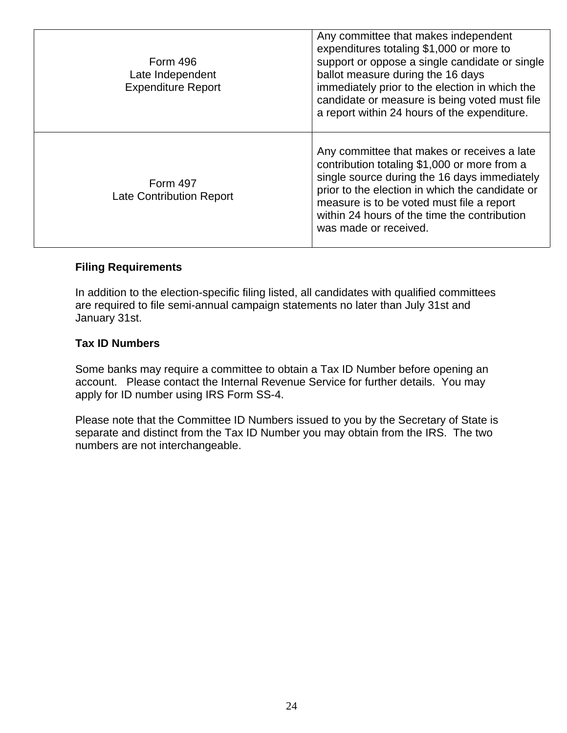| | |
|---|---|
| Form 496<br>Late Independent<br>Expenditure Report | Any committee that makes independent expenditures totaling $1,000 or more to support or oppose a single candidate or single ballot measure during the 16 days immediately prior to the election in which the candidate or measure is being voted must file a report within 24 hours of the expenditure. |
| Form 497<br>Late Contribution Report | Any committee that makes or receives a late contribution totaling $1,000 or more from a single source during the 16 days immediately prior to the election in which the candidate or measure is to be voted must file a report within 24 hours of the time the contribution was made or received. |

**Filing Requirements**

In addition to the election-specific filing listed, all candidates with qualified committees are required to file semi-annual campaign statements no later than July 31st and January 31st.

**Tax ID Numbers**

Some banks may require a committee to obtain a Tax ID Number before opening an account. Please contact the Internal Revenue Service for further details. You may apply for ID number using IRS Form SS-4.

Please note that the Committee ID Numbers issued to you by the Secretary of State is separate and distinct from the Tax ID Number you may obtain from the IRS. The two numbers are not interchangeable.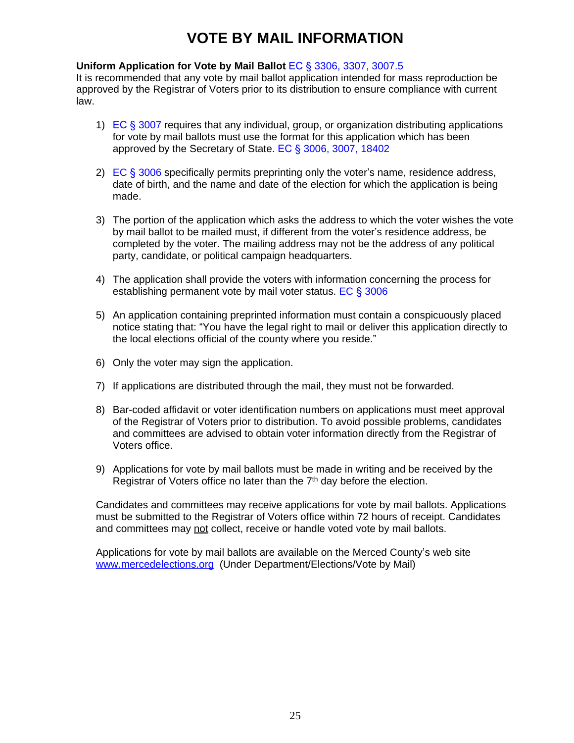# VOTE BY MAIL INFORMATION

**Uniform Application for Vote by Mail Ballot** EC § 3306, 3307, 3007.5
It is recommended that any vote by mail ballot application intended for mass reproduction be approved by the Registrar of Voters prior to its distribution to ensure compliance with current law.

1) EC § 3007 requires that any individual, group, or organization distributing applications for vote by mail ballots must use the format for this application which has been approved by the Secretary of State. EC § 3006, 3007, 18402

2) EC § 3006 specifically permits preprinting only the voter's name, residence address, date of birth, and the name and date of the election for which the application is being made.

3) The portion of the application which asks the address to which the voter wishes the vote by mail ballot to be mailed must, if different from the voter's residence address, be completed by the voter. The mailing address may not be the address of any political party, candidate, or political campaign headquarters.

4) The application shall provide the voters with information concerning the process for establishing permanent vote by mail voter status. EC § 3006

5) An application containing preprinted information must contain a conspicuously placed notice stating that: "You have the legal right to mail or deliver this application directly to the local elections official of the county where you reside."

6) Only the voter may sign the application.

7) If applications are distributed through the mail, they must not be forwarded.

8) Bar-coded affidavit or voter identification numbers on applications must meet approval of the Registrar of Voters prior to distribution. To avoid possible problems, candidates and committees are advised to obtain voter information directly from the Registrar of Voters office.

9) Applications for vote by mail ballots must be made in writing and be received by the Registrar of Voters office no later than the 7th day before the election.

Candidates and committees may receive applications for vote by mail ballots. Applications must be submitted to the Registrar of Voters office within 72 hours of receipt. Candidates and committees may not collect, receive or handle voted vote by mail ballots.

Applications for vote by mail ballots are available on the Merced County's web site www.mercedelections.org (Under Department/Elections/Vote by Mail)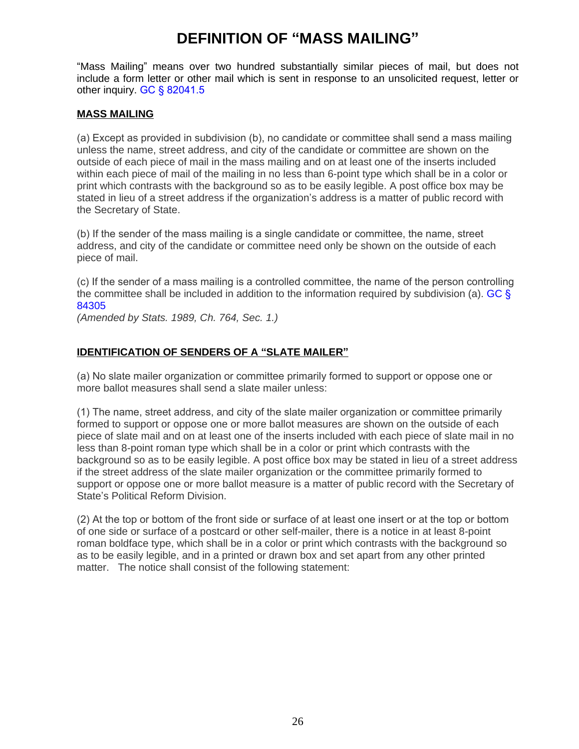# DEFINITION OF "MASS MAILING"

"Mass Mailing" means over two hundred substantially similar pieces of mail, but does not include a form letter or other mail which is sent in response to an unsolicited request, letter or other inquiry. GC § 82041.5

## MASS MAILING

(a) Except as provided in subdivision (b), no candidate or committee shall send a mass mailing unless the name, street address, and city of the candidate or committee are shown on the outside of each piece of mail in the mass mailing and on at least one of the inserts included within each piece of mail of the mailing in no less than 6-point type which shall be in a color or print which contrasts with the background so as to be easily legible. A post office box may be stated in lieu of a street address if the organization's address is a matter of public record with the Secretary of State.

(b) If the sender of the mass mailing is a single candidate or committee, the name, street address, and city of the candidate or committee need only be shown on the outside of each piece of mail.

(c) If the sender of a mass mailing is a controlled committee, the name of the person controlling the committee shall be included in addition to the information required by subdivision (a). GC § 84305
*(Amended by Stats. 1989, Ch. 764, Sec. 1.)*

## IDENTIFICATION OF SENDERS OF A "SLATE MAILER"

(a) No slate mailer organization or committee primarily formed to support or oppose one or more ballot measures shall send a slate mailer unless:

(1) The name, street address, and city of the slate mailer organization or committee primarily formed to support or oppose one or more ballot measures are shown on the outside of each piece of slate mail and on at least one of the inserts included with each piece of slate mail in no less than 8-point roman type which shall be in a color or print which contrasts with the background so as to be easily legible. A post office box may be stated in lieu of a street address if the street address of the slate mailer organization or the committee primarily formed to support or oppose one or more ballot measure is a matter of public record with the Secretary of State's Political Reform Division.

(2) At the top or bottom of the front side or surface of at least one insert or at the top or bottom of one side or surface of a postcard or other self-mailer, there is a notice in at least 8-point roman boldface type, which shall be in a color or print which contrasts with the background so as to be easily legible, and in a printed or drawn box and set apart from any other printed matter. The notice shall consist of the following statement: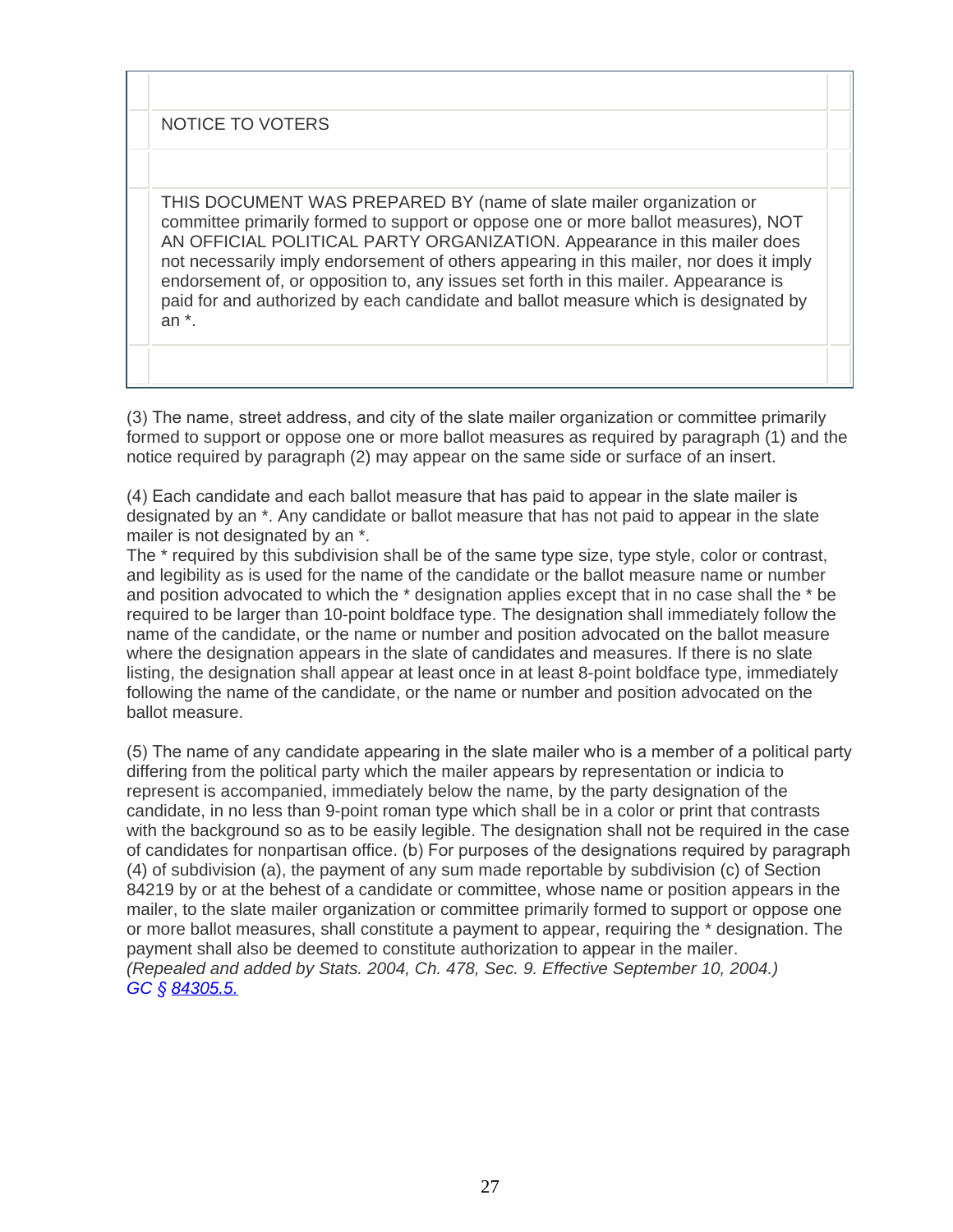| NOTICE TO VOTERS |
| --- |
| THIS DOCUMENT WAS PREPARED BY (name of slate mailer organization or committee primarily formed to support or oppose one or more ballot measures), NOT AN OFFICIAL POLITICAL PARTY ORGANIZATION. Appearance in this mailer does not necessarily imply endorsement of others appearing in this mailer, nor does it imply endorsement of, or opposition to, any issues set forth in this mailer. Appearance is paid for and authorized by each candidate and ballot measure which is designated by an *. |

(3) The name, street address, and city of the slate mailer organization or committee primarily formed to support or oppose one or more ballot measures as required by paragraph (1) and the notice required by paragraph (2) may appear on the same side or surface of an insert.

(4) Each candidate and each ballot measure that has paid to appear in the slate mailer is designated by an *. Any candidate or ballot measure that has not paid to appear in the slate mailer is not designated by an *.
The * required by this subdivision shall be of the same type size, type style, color or contrast, and legibility as is used for the name of the candidate or the ballot measure name or number and position advocated to which the * designation applies except that in no case shall the * be required to be larger than 10-point boldface type. The designation shall immediately follow the name of the candidate, or the name or number and position advocated on the ballot measure where the designation appears in the slate of candidates and measures. If there is no slate listing, the designation shall appear at least once in at least 8-point boldface type, immediately following the name of the candidate, or the name or number and position advocated on the ballot measure.

(5) The name of any candidate appearing in the slate mailer who is a member of a political party differing from the political party which the mailer appears by representation or indicia to represent is accompanied, immediately below the name, by the party designation of the candidate, in no less than 9-point roman type which shall be in a color or print that contrasts with the background so as to be easily legible. The designation shall not be required in the case of candidates for nonpartisan office. (b) For purposes of the designations required by paragraph (4) of subdivision (a), the payment of any sum made reportable by subdivision (c) of Section 84219 by or at the behest of a candidate or committee, whose name or position appears in the mailer, to the slate mailer organization or committee primarily formed to support or oppose one or more ballot measures, shall constitute a payment to appear, requiring the * designation. The payment shall also be deemed to constitute authorization to appear in the mailer.
*(Repealed and added by Stats. 2004, Ch. 478, Sec. 9. Effective September 10, 2004.)*
*GC § 84305.5.*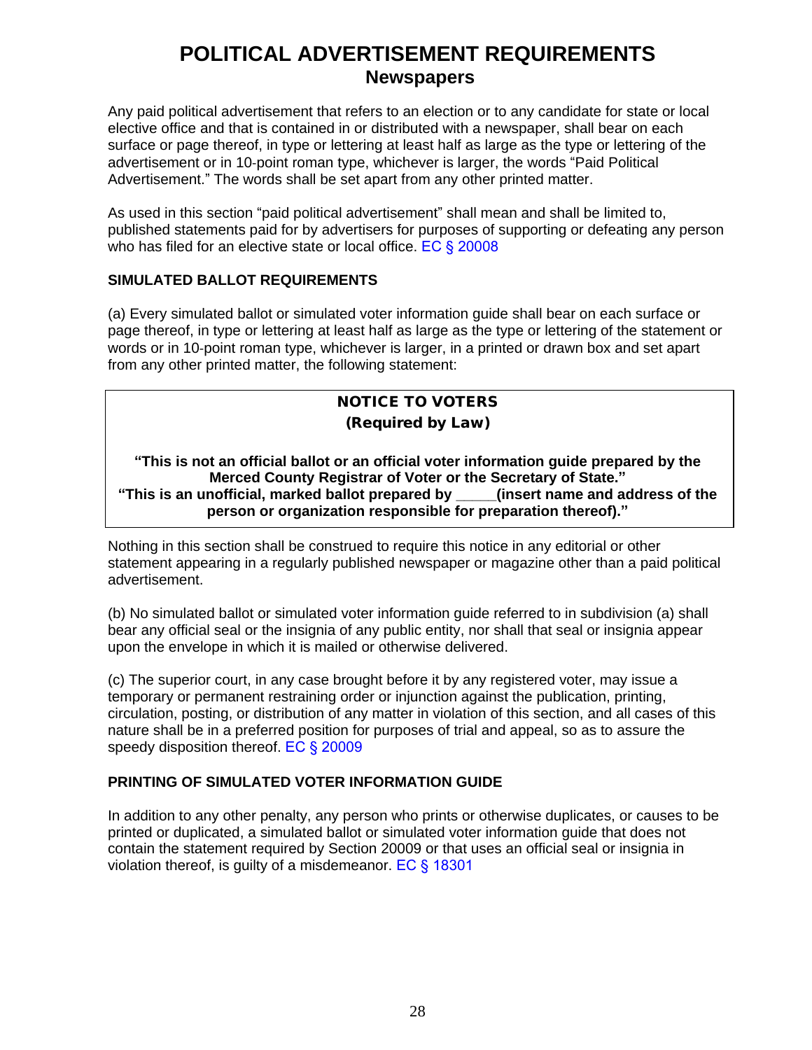# POLITICAL ADVERTISEMENT REQUIREMENTS
## Newspapers

Any paid political advertisement that refers to an election or to any candidate for state or local elective office and that is contained in or distributed with a newspaper, shall bear on each surface or page thereof, in type or lettering at least half as large as the type or lettering of the advertisement or in 10-point roman type, whichever is larger, the words "Paid Political Advertisement." The words shall be set apart from any other printed matter.

As used in this section "paid political advertisement" shall mean and shall be limited to, published statements paid for by advertisers for purposes of supporting or defeating any person who has filed for an elective state or local office. EC § 20008

### SIMULATED BALLOT REQUIREMENTS

(a) Every simulated ballot or simulated voter information guide shall bear on each surface or page thereof, in type or lettering at least half as large as the type or lettering of the statement or words or in 10-point roman type, whichever is larger, in a printed or drawn box and set apart from any other printed matter, the following statement:

> **NOTICE TO VOTERS**
> **(Required by Law)**
>
> **"This is not an official ballot or an official voter information guide prepared by the Merced County Registrar of Voter or the Secretary of State."**
> **"This is an unofficial, marked ballot prepared by _____(insert name and address of the person or organization responsible for preparation thereof)."**

Nothing in this section shall be construed to require this notice in any editorial or other statement appearing in a regularly published newspaper or magazine other than a paid political advertisement.

(b) No simulated ballot or simulated voter information guide referred to in subdivision (a) shall bear any official seal or the insignia of any public entity, nor shall that seal or insignia appear upon the envelope in which it is mailed or otherwise delivered.

(c) The superior court, in any case brought before it by any registered voter, may issue a temporary or permanent restraining order or injunction against the publication, printing, circulation, posting, or distribution of any matter in violation of this section, and all cases of this nature shall be in a preferred position for purposes of trial and appeal, so as to assure the speedy disposition thereof. EC § 20009

### PRINTING OF SIMULATED VOTER INFORMATION GUIDE

In addition to any other penalty, any person who prints or otherwise duplicates, or causes to be printed or duplicated, a simulated ballot or simulated voter information guide that does not contain the statement required by Section 20009 or that uses an official seal or insignia in violation thereof, is guilty of a misdemeanor. EC § 18301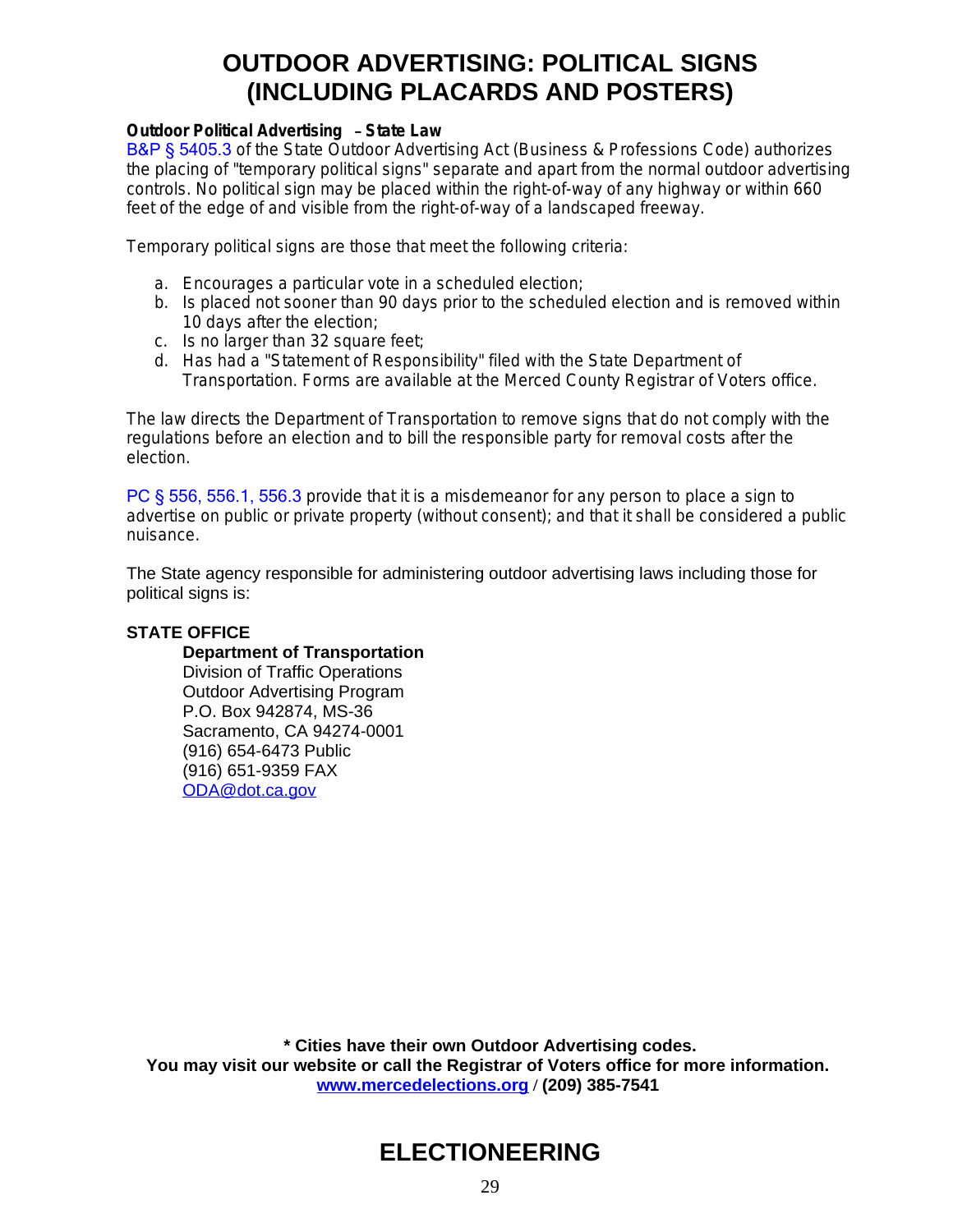# OUTDOOR ADVERTISING: POLITICAL SIGNS (INCLUDING PLACARDS AND POSTERS)

**Outdoor Political Advertising – State Law**

B&P § 5405.3 of the State Outdoor Advertising Act (Business & Professions Code) authorizes the placing of "temporary political signs" separate and apart from the normal outdoor advertising controls. No political sign may be placed within the right-of-way of any highway or within 660 feet of the edge of and visible from the right-of-way of a landscaped freeway.

Temporary political signs are those that meet the following criteria:

a. Encourages a particular vote in a scheduled election;
b. Is placed not sooner than 90 days prior to the scheduled election and is removed within 10 days after the election;
c. Is no larger than 32 square feet;
d. Has had a "Statement of Responsibility" filed with the State Department of Transportation. Forms are available at the Merced County Registrar of Voters office.

The law directs the Department of Transportation to remove signs that do not comply with the regulations before an election and to bill the responsible party for removal costs after the election.

PC § 556, 556.1, 556.3 provide that it is a misdemeanor for any person to place a sign to advertise on public or private property (without consent); and that it shall be considered a public nuisance.

The State agency responsible for administering outdoor advertising laws including those for political signs is:

**STATE OFFICE**

**Department of Transportation**
Division of Traffic Operations
Outdoor Advertising Program
P.O. Box 942874, MS-36
Sacramento, CA 94274-0001
(916) 654-6473 Public
(916) 651-9359 FAX
ODA@dot.ca.gov

**\* Cities have their own Outdoor Advertising codes.**
**You may visit our website or call the Registrar of Voters office for more information.**
**www.mercedelections.org / (209) 385-7541**

# ELECTIONEERING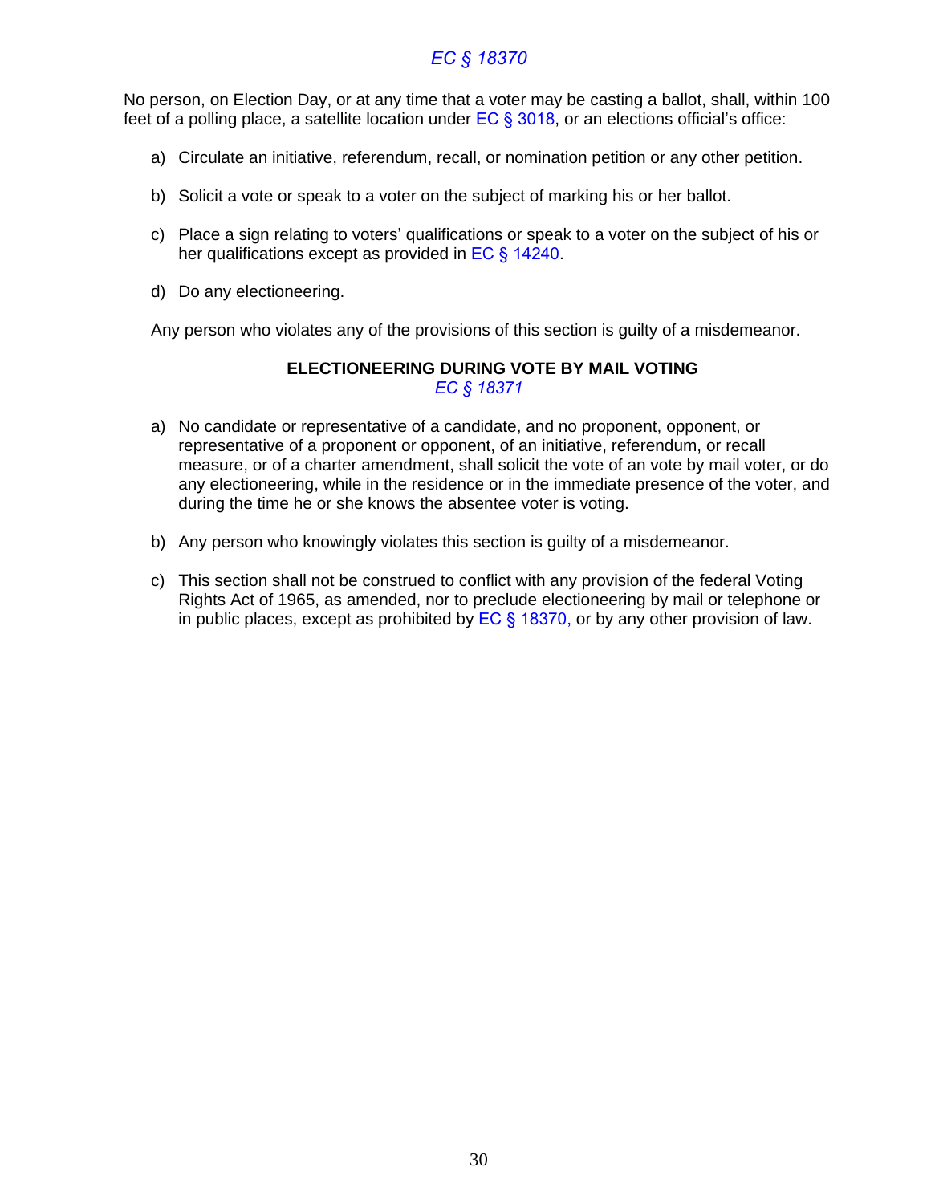*EC § 18370*

No person, on Election Day, or at any time that a voter may be casting a ballot, shall, within 100 feet of a polling place, a satellite location under EC § 3018, or an elections official's office:

a) Circulate an initiative, referendum, recall, or nomination petition or any other petition.

b) Solicit a vote or speak to a voter on the subject of marking his or her ballot.

c) Place a sign relating to voters' qualifications or speak to a voter on the subject of his or her qualifications except as provided in EC § 14240.

d) Do any electioneering.

Any person who violates any of the provisions of this section is guilty of a misdemeanor.

### ELECTIONEERING DURING VOTE BY MAIL VOTING

*EC § 18371*

a) No candidate or representative of a candidate, and no proponent, opponent, or representative of a proponent or opponent, of an initiative, referendum, or recall measure, or of a charter amendment, shall solicit the vote of an vote by mail voter, or do any electioneering, while in the residence or in the immediate presence of the voter, and during the time he or she knows the absentee voter is voting.

b) Any person who knowingly violates this section is guilty of a misdemeanor.

c) This section shall not be construed to conflict with any provision of the federal Voting Rights Act of 1965, as amended, nor to preclude electioneering by mail or telephone or in public places, except as prohibited by EC § 18370, or by any other provision of law.